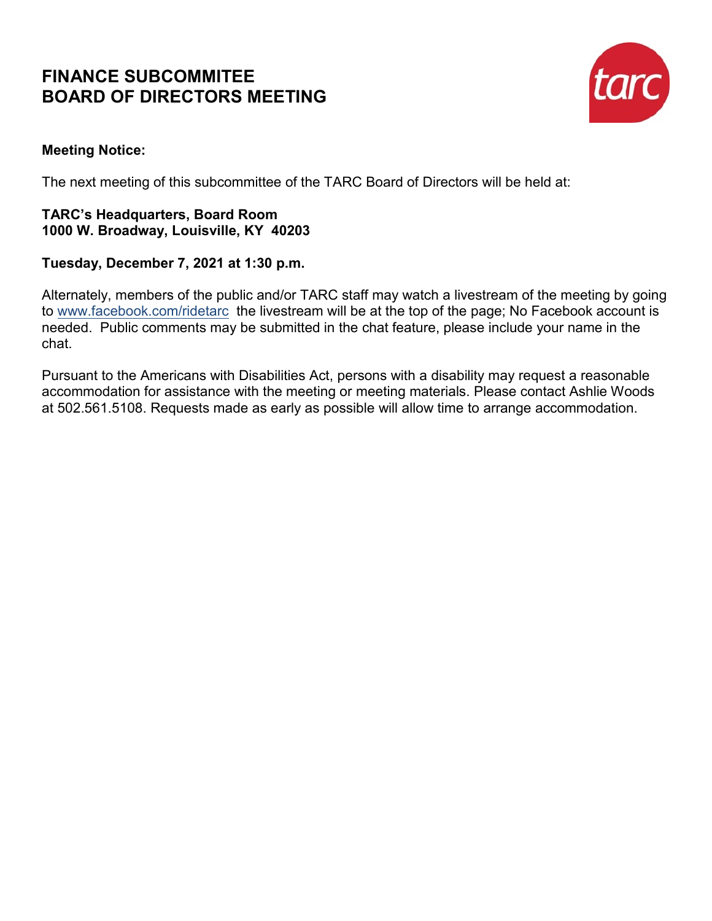# FINANCE SUBCOMMITEE
# BOARD OF DIRECTORS MEETING

**Meeting Notice:**

The next meeting of this subcommittee of the TARC Board of Directors will be held at:

**TARC's Headquarters, Board Room**
**1000 W. Broadway, Louisville, KY 40203**

**Tuesday, December 7, 2021 at 1:30 p.m.**

Alternately, members of the public and/or TARC staff may watch a livestream of the meeting by going to www.facebook.com/ridetarc the livestream will be at the top of the page; No Facebook account is needed. Public comments may be submitted in the chat feature, please include your name in the chat.

Pursuant to the Americans with Disabilities Act, persons with a disability may request a reasonable accommodation for assistance with the meeting or meeting materials. Please contact Ashlie Woods at 502.561.5108. Requests made as early as possible will allow time to arrange accommodation.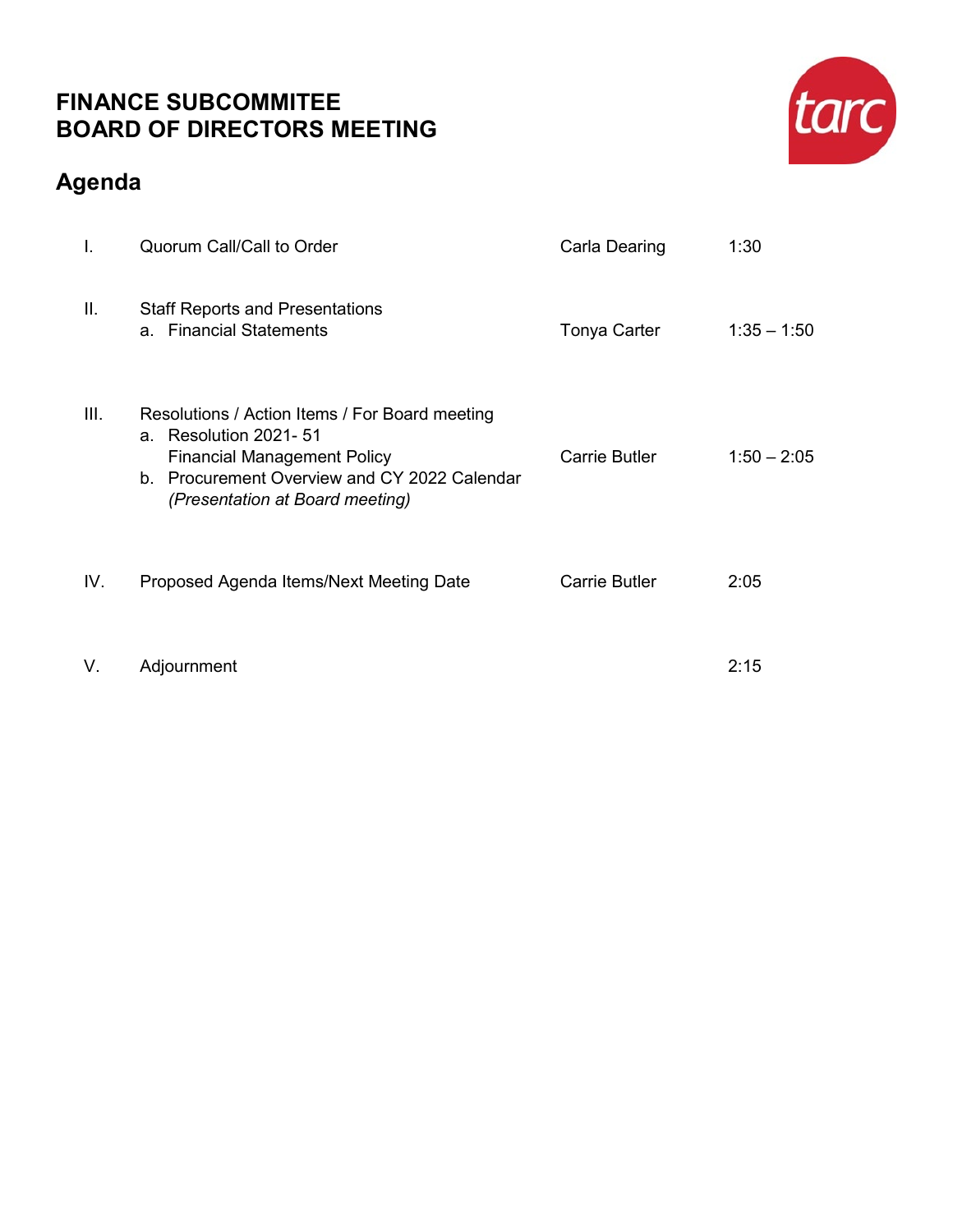# FINANCE SUBCOMMITEE
# BOARD OF DIRECTORS MEETING

## Agenda

| | | | |
|---|---|---|---|
| I. | Quorum Call/Call to Order | Carla Dearing | 1:30 |
| II. | Staff Reports and Presentations<br>a. Financial Statements | Tonya Carter | 1:35 – 1:50 |
| III. | Resolutions / Action Items / For Board meeting<br>a. Resolution 2021- 51<br>Financial Management Policy<br>b. Procurement Overview and CY 2022 Calendar<br>*(Presentation at Board meeting)* | Carrie Butler | 1:50 – 2:05 |
| IV. | Proposed Agenda Items/Next Meeting Date | Carrie Butler | 2:05 |
| V. | Adjournment | | 2:15 |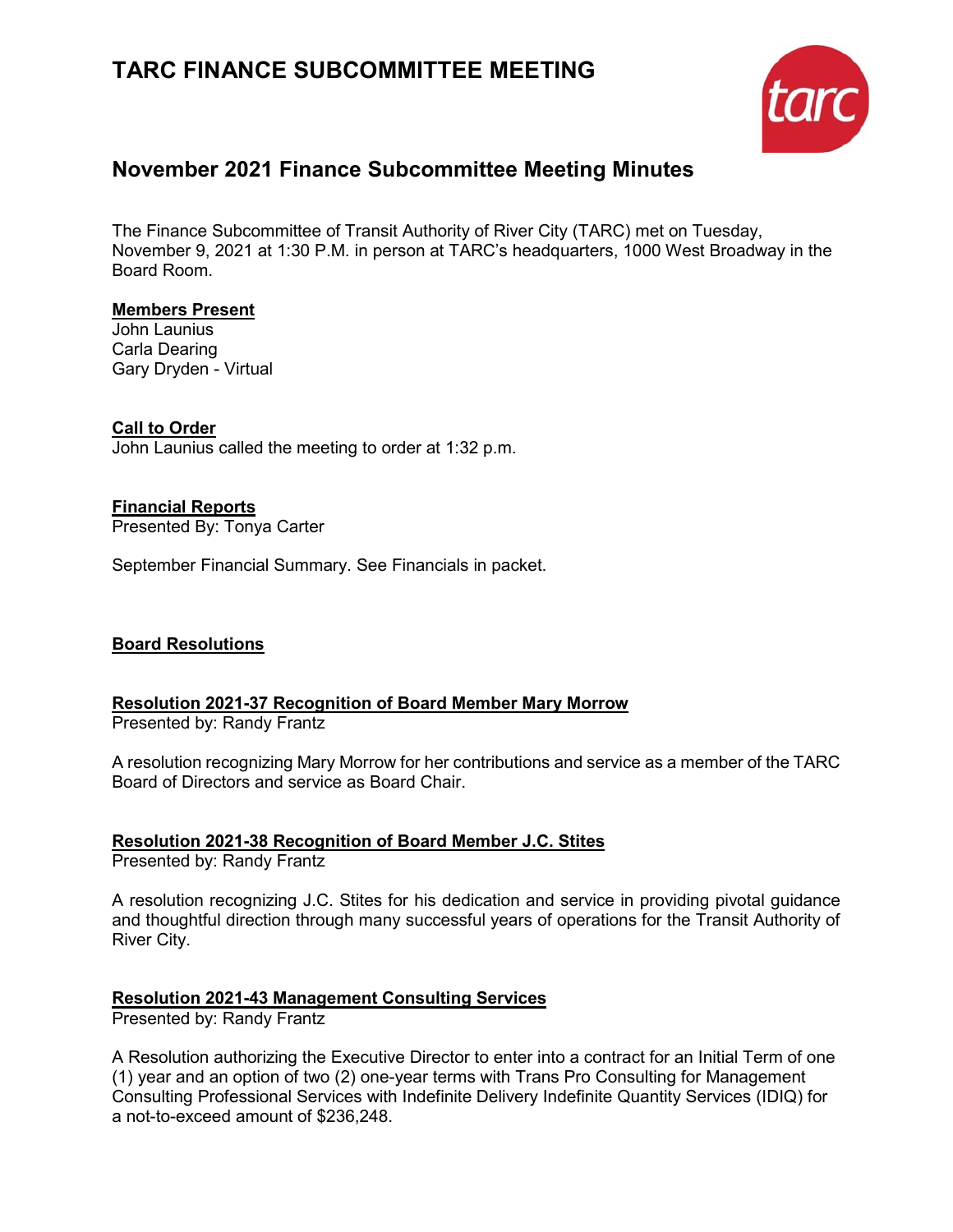# TARC FINANCE SUBCOMMITTEE MEETING

## November 2021 Finance Subcommittee Meeting Minutes

The Finance Subcommittee of Transit Authority of River City (TARC) met on Tuesday, November 9, 2021 at 1:30 P.M. in person at TARC's headquarters, 1000 West Broadway in the Board Room.

**Members Present**

John Launius
Carla Dearing
Gary Dryden - Virtual

**Call to Order**

John Launius called the meeting to order at 1:32 p.m.

**Financial Reports**

Presented By: Tonya Carter

September Financial Summary. See Financials in packet.

**Board Resolutions**

**Resolution 2021-37 Recognition of Board Member Mary Morrow**

Presented by: Randy Frantz

A resolution recognizing Mary Morrow for her contributions and service as a member of the TARC Board of Directors and service as Board Chair.

**Resolution 2021-38 Recognition of Board Member J.C. Stites**

Presented by: Randy Frantz

A resolution recognizing J.C. Stites for his dedication and service in providing pivotal guidance and thoughtful direction through many successful years of operations for the Transit Authority of River City.

**Resolution 2021-43 Management Consulting Services**

Presented by: Randy Frantz

A Resolution authorizing the Executive Director to enter into a contract for an Initial Term of one (1) year and an option of two (2) one-year terms with Trans Pro Consulting for Management Consulting Professional Services with Indefinite Delivery Indefinite Quantity Services (IDIQ) for a not-to-exceed amount of $236,248.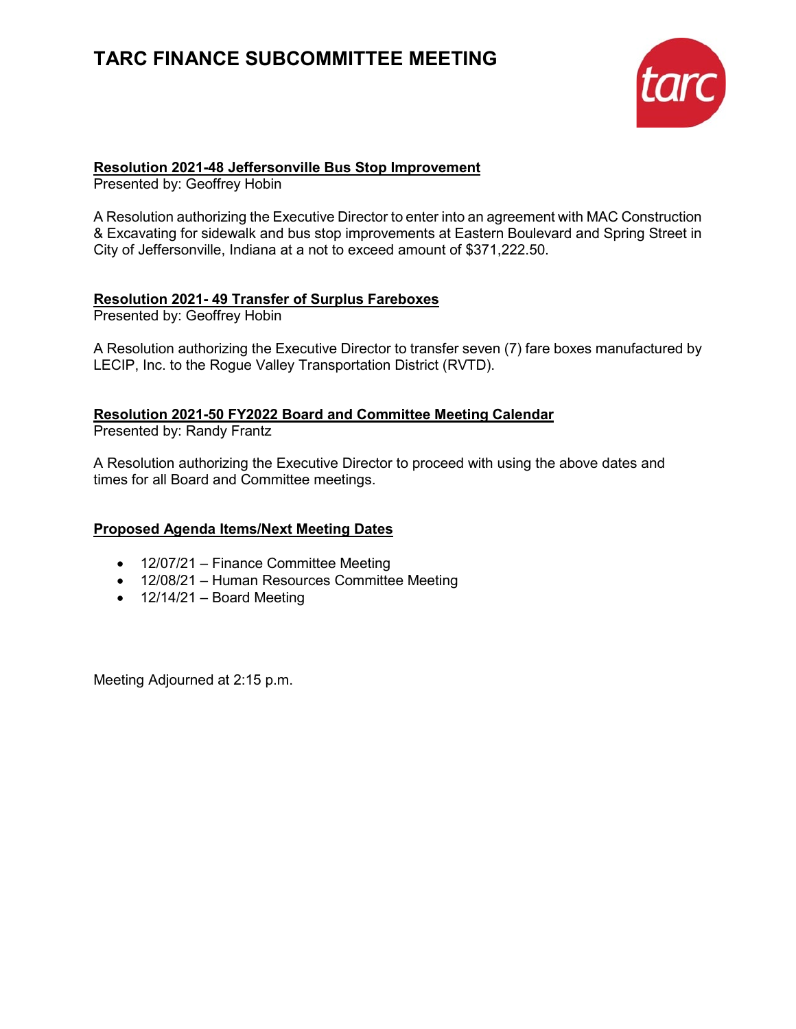# TARC FINANCE SUBCOMMITTEE MEETING

**Resolution 2021-48 Jeffersonville Bus Stop Improvement**
Presented by: Geoffrey Hobin

A Resolution authorizing the Executive Director to enter into an agreement with MAC Construction & Excavating for sidewalk and bus stop improvements at Eastern Boulevard and Spring Street in City of Jeffersonville, Indiana at a not to exceed amount of $371,222.50.

**Resolution 2021- 49 Transfer of Surplus Fareboxes**
Presented by: Geoffrey Hobin

A Resolution authorizing the Executive Director to transfer seven (7) fare boxes manufactured by LECIP, Inc. to the Rogue Valley Transportation District (RVTD).

**Resolution 2021-50 FY2022 Board and Committee Meeting Calendar**
Presented by: Randy Frantz

A Resolution authorizing the Executive Director to proceed with using the above dates and times for all Board and Committee meetings.

**Proposed Agenda Items/Next Meeting Dates**

- 12/07/21 – Finance Committee Meeting
- 12/08/21 – Human Resources Committee Meeting
- 12/14/21 – Board Meeting

Meeting Adjourned at 2:15 p.m.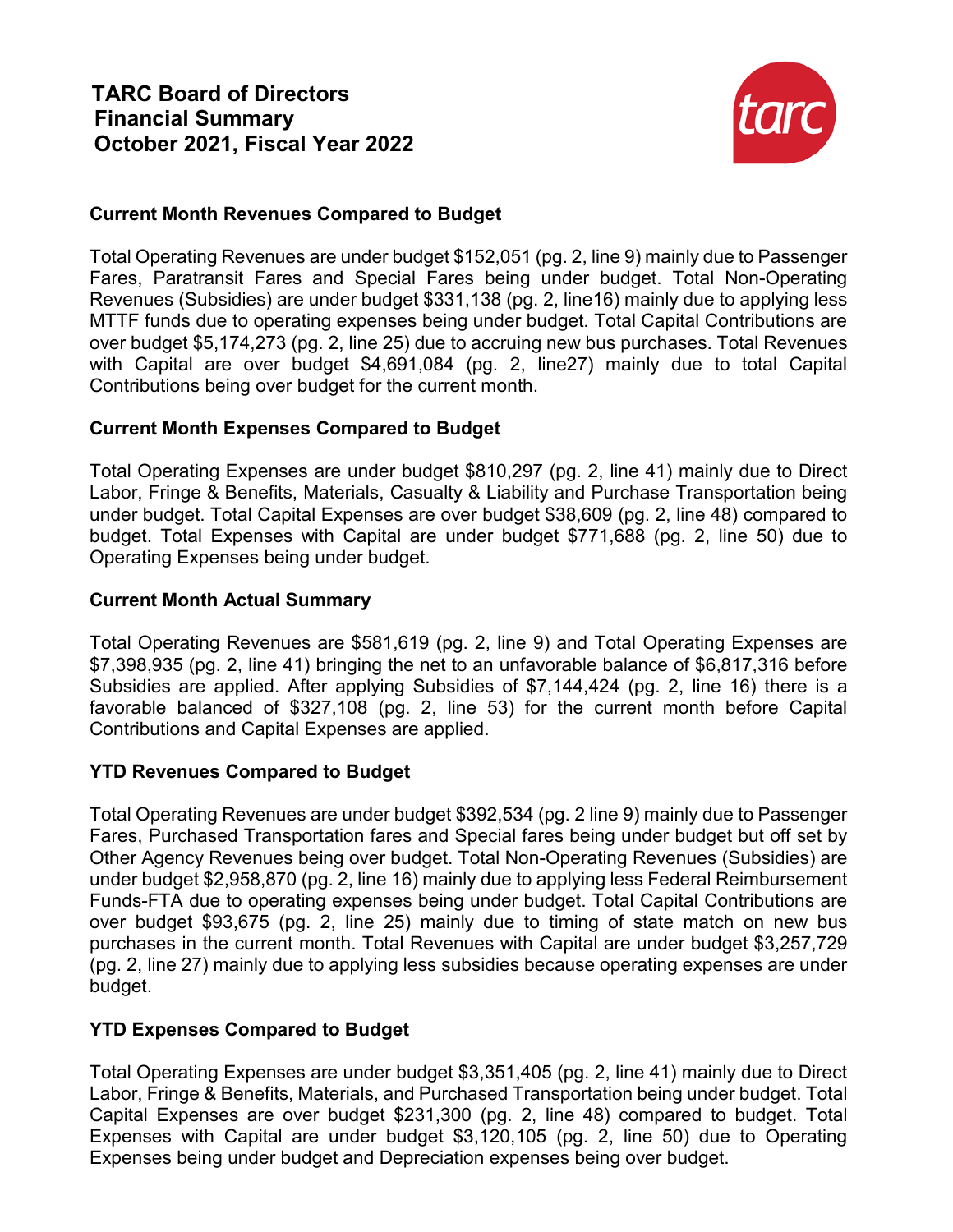# TARC Board of Directors
# Financial Summary
# October 2021, Fiscal Year 2022

tarc

### Current Month Revenues Compared to Budget

Total Operating Revenues are under budget $152,051 (pg. 2, line 9) mainly due to Passenger Fares, Paratransit Fares and Special Fares being under budget. Total Non-Operating Revenues (Subsidies) are under budget $331,138 (pg. 2, line16) mainly due to applying less MTTF funds due to operating expenses being under budget. Total Capital Contributions are over budget $5,174,273 (pg. 2, line 25) due to accruing new bus purchases. Total Revenues with Capital are over budget $4,691,084 (pg. 2, line27) mainly due to total Capital Contributions being over budget for the current month.

### Current Month Expenses Compared to Budget

Total Operating Expenses are under budget $810,297 (pg. 2, line 41) mainly due to Direct Labor, Fringe & Benefits, Materials, Casualty & Liability and Purchase Transportation being under budget. Total Capital Expenses are over budget $38,609 (pg. 2, line 48) compared to budget. Total Expenses with Capital are under budget $771,688 (pg. 2, line 50) due to Operating Expenses being under budget.

### Current Month Actual Summary

Total Operating Revenues are $581,619 (pg. 2, line 9) and Total Operating Expenses are $7,398,935 (pg. 2, line 41) bringing the net to an unfavorable balance of $6,817,316 before Subsidies are applied. After applying Subsidies of $7,144,424 (pg. 2, line 16) there is a favorable balanced of $327,108 (pg. 2, line 53) for the current month before Capital Contributions and Capital Expenses are applied.

### YTD Revenues Compared to Budget

Total Operating Revenues are under budget $392,534 (pg. 2 line 9) mainly due to Passenger Fares, Purchased Transportation fares and Special fares being under budget but off set by Other Agency Revenues being over budget. Total Non-Operating Revenues (Subsidies) are under budget $2,958,870 (pg. 2, line 16) mainly due to applying less Federal Reimbursement Funds-FTA due to operating expenses being under budget. Total Capital Contributions are over budget $93,675 (pg. 2, line 25) mainly due to timing of state match on new bus purchases in the current month. Total Revenues with Capital are under budget $3,257,729 (pg. 2, line 27) mainly due to applying less subsidies because operating expenses are under budget.

### YTD Expenses Compared to Budget

Total Operating Expenses are under budget $3,351,405 (pg. 2, line 41) mainly due to Direct Labor, Fringe & Benefits, Materials, and Purchased Transportation being under budget. Total Capital Expenses are over budget $231,300 (pg. 2, line 48) compared to budget. Total Expenses with Capital are under budget $3,120,105 (pg. 2, line 50) due to Operating Expenses being under budget and Depreciation expenses being over budget.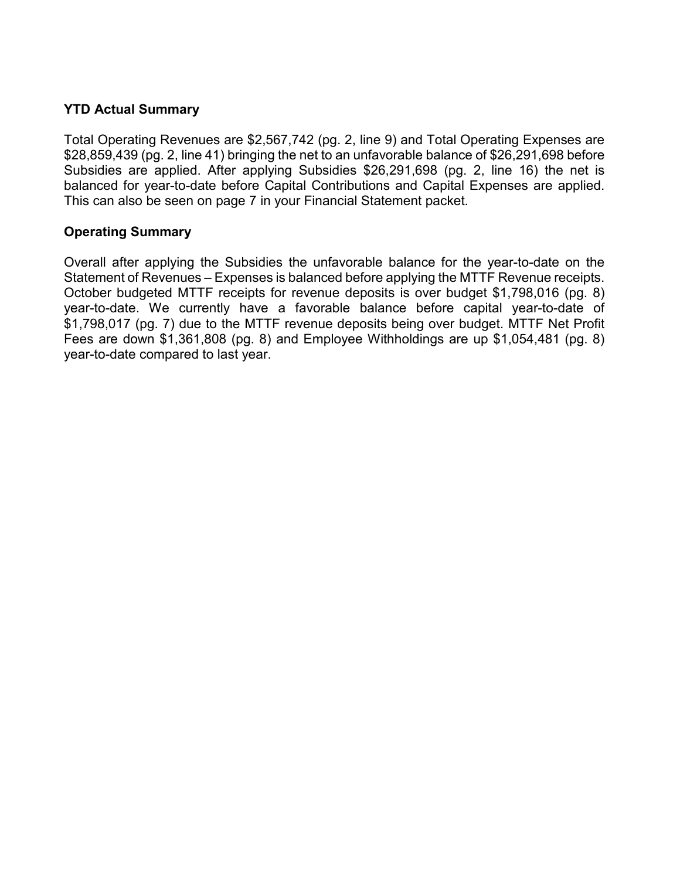**YTD Actual Summary**

Total Operating Revenues are $2,567,742 (pg. 2, line 9) and Total Operating Expenses are $28,859,439 (pg. 2, line 41) bringing the net to an unfavorable balance of $26,291,698 before Subsidies are applied. After applying Subsidies $26,291,698 (pg. 2, line 16) the net is balanced for year-to-date before Capital Contributions and Capital Expenses are applied. This can also be seen on page 7 in your Financial Statement packet.

**Operating Summary**

Overall after applying the Subsidies the unfavorable balance for the year-to-date on the Statement of Revenues – Expenses is balanced before applying the MTTF Revenue receipts. October budgeted MTTF receipts for revenue deposits is over budget $1,798,016 (pg. 8) year-to-date. We currently have a favorable balance before capital year-to-date of $1,798,017 (pg. 7) due to the MTTF revenue deposits being over budget. MTTF Net Profit Fees are down $1,361,808 (pg. 8) and Employee Withholdings are up $1,054,481 (pg. 8) year-to-date compared to last year.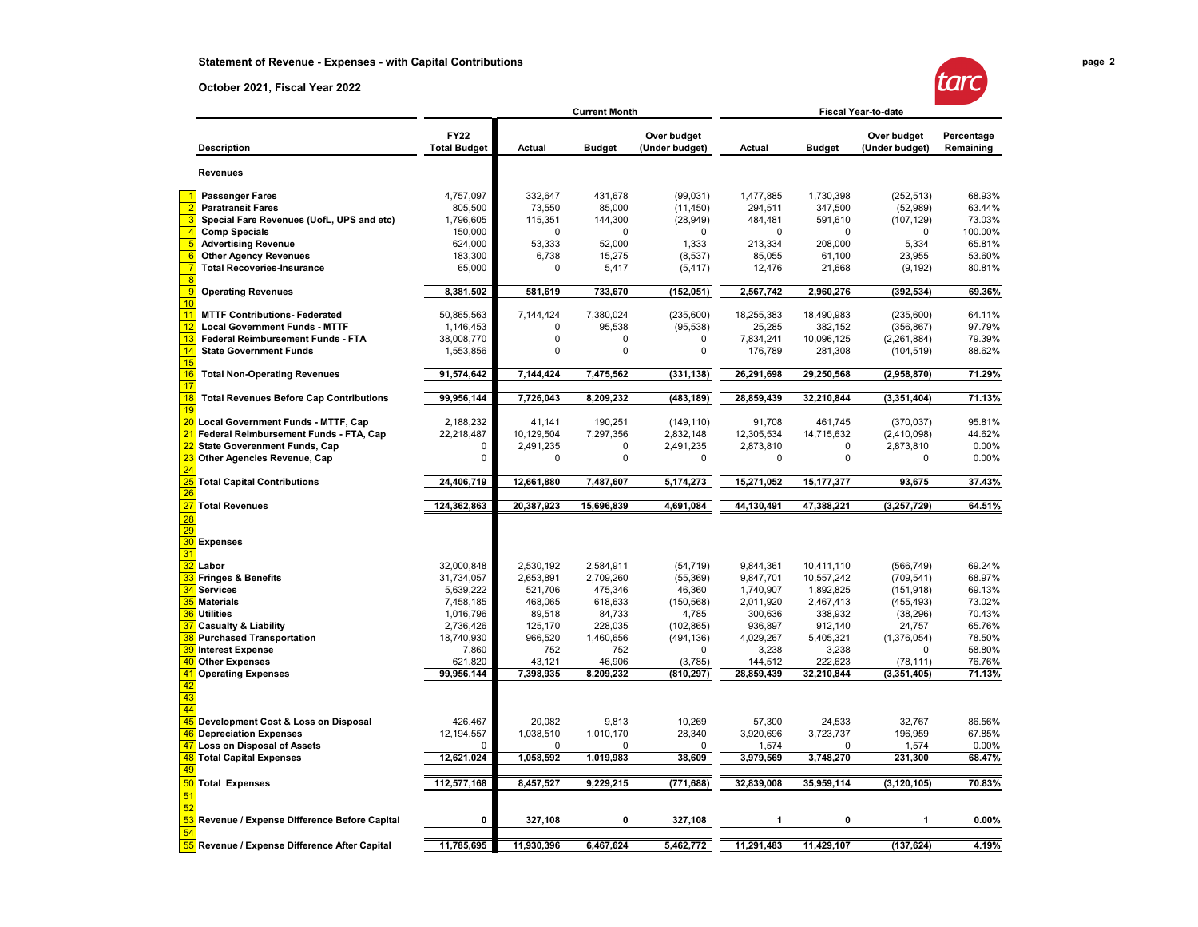# Statement of Revenue - Expenses - with Capital Contributions

## October 2021, Fiscal Year 2022

| | Description | FY22 Total Budget | Current Month Actual | Current Month Budget | Current Month Over budget (Under budget) | Fiscal Year-to-date Actual | Fiscal Year-to-date Budget | Fiscal Year-to-date Over budget (Under budget) | Percentage Remaining |
|---|---|---|---|---|---|---|---|---|---|
| | **Revenues** | | | | | | | | |
| 1 | **Passenger Fares** | 4,757,097 | 332,647 | 431,678 | (99,031) | 1,477,885 | 1,730,398 | (252,513) | 68.93% |
| 2 | **Paratransit Fares** | 805,500 | 73,550 | 85,000 | (11,450) | 294,511 | 347,500 | (52,989) | 63.44% |
| 3 | **Special Fare Revenues (UofL, UPS and etc)** | 1,796,605 | 115,351 | 144,300 | (28,949) | 484,481 | 591,610 | (107,129) | 73.03% |
| 4 | **Comp Specials** | 150,000 | 0 | 0 | 0 | 0 | 0 | 0 | 100.00% |
| 5 | **Advertising Revenue** | 624,000 | 53,333 | 52,000 | 1,333 | 213,334 | 208,000 | 5,334 | 65.81% |
| 6 | **Other Agency Revenues** | 183,300 | 6,738 | 15,275 | (8,537) | 85,055 | 61,100 | 23,955 | 53.60% |
| 7 | **Total Recoveries-Insurance** | 65,000 | 0 | 5,417 | (5,417) | 12,476 | 21,668 | (9,192) | 80.81% |
| 8 | | | | | | | | | |
| 9 | **Operating Revenues** | **8,381,502** | **581,619** | **733,670** | **(152,051)** | **2,567,742** | **2,960,276** | **(392,534)** | **69.36%** |
| 10 | | | | | | | | | |
| 11 | **MTTF Contributions- Federated** | 50,865,563 | 7,144,424 | 7,380,024 | (235,600) | 18,255,383 | 18,490,983 | (235,600) | 64.11% |
| 12 | **Local Government Funds - MTTF** | 1,146,453 | 0 | 95,538 | (95,538) | 25,285 | 382,152 | (356,867) | 97.79% |
| 13 | **Federal Reimbursement Funds - FTA** | 38,008,770 | 0 | 0 | 0 | 7,834,241 | 10,096,125 | (2,261,884) | 79.39% |
| 14 | **State Government Funds** | 1,553,856 | 0 | 0 | 0 | 176,789 | 281,308 | (104,519) | 88.62% |
| 15 | | | | | | | | | |
| 16 | **Total Non-Operating Revenues** | **91,574,642** | **7,144,424** | **7,475,562** | **(331,138)** | **26,291,698** | **29,250,568** | **(2,958,870)** | **71.29%** |
| 17 | | | | | | | | | |
| 18 | **Total Revenues Before Cap Contributions** | **99,956,144** | **7,726,043** | **8,209,232** | **(483,189)** | **28,859,439** | **32,210,844** | **(3,351,404)** | **71.13%** |
| 19 | | | | | | | | | |
| 20 | **Local Government Funds - MTTF, Cap** | 2,188,232 | 41,141 | 190,251 | (149,110) | 91,708 | 461,745 | (370,037) | 95.81% |
| 21 | **Federal Reimbursement Funds - FTA, Cap** | 22,218,487 | 10,129,504 | 7,297,356 | 2,832,148 | 12,305,534 | 14,715,632 | (2,410,098) | 44.62% |
| 22 | **State Goverenment Funds, Cap** | 0 | 2,491,235 | 0 | 2,491,235 | 2,873,810 | 0 | 2,873,810 | 0.00% |
| 23 | **Other Agencies Revenue, Cap** | 0 | 0 | 0 | 0 | 0 | 0 | 0 | 0.00% |
| 24 | | | | | | | | | |
| 25 | **Total Capital Contributions** | **24,406,719** | **12,661,880** | **7,487,607** | **5,174,273** | **15,271,052** | **15,177,377** | **93,675** | **37.43%** |
| 26 | | | | | | | | | |
| 27 | **Total Revenues** | **124,362,863** | **20,387,923** | **15,696,839** | **4,691,084** | **44,130,491** | **47,388,221** | **(3,257,729)** | **64.51%** |
| 28 | | | | | | | | | |
| 29 | | | | | | | | | |
| 30 | **Expenses** | | | | | | | | |
| 31 | | | | | | | | | |
| 32 | **Labor** | 32,000,848 | 2,530,192 | 2,584,911 | (54,719) | 9,844,361 | 10,411,110 | (566,749) | 69.24% |
| 33 | **Fringes & Benefits** | 31,734,057 | 2,653,891 | 2,709,260 | (55,369) | 9,847,701 | 10,557,242 | (709,541) | 68.97% |
| 34 | **Services** | 5,639,222 | 521,706 | 475,346 | 46,360 | 1,740,907 | 1,892,825 | (151,918) | 69.13% |
| 35 | **Materials** | 7,458,185 | 468,065 | 618,633 | (150,568) | 2,011,920 | 2,467,413 | (455,493) | 73.02% |
| 36 | **Utilities** | 1,016,796 | 89,518 | 84,733 | 4,785 | 300,636 | 338,932 | (38,296) | 70.43% |
| 37 | **Casualty & Liability** | 2,736,426 | 125,170 | 228,035 | (102,865) | 936,897 | 912,140 | 24,757 | 65.76% |
| 38 | **Purchased Transportation** | 18,740,930 | 966,520 | 1,460,656 | (494,136) | 4,029,267 | 5,405,321 | (1,376,054) | 78.50% |
| 39 | **Interest Expense** | 7,860 | 752 | 752 | 0 | 3,238 | 3,238 | 0 | 58.80% |
| 40 | **Other Expenses** | 621,820 | 43,121 | 46,906 | (3,785) | 144,512 | 222,623 | (78,111) | 76.76% |
| 41 | **Operating Expenses** | **99,956,144** | **7,398,935** | **8,209,232** | **(810,297)** | **28,859,439** | **32,210,844** | **(3,351,405)** | **71.13%** |
| 42 | | | | | | | | | |
| 43 | | | | | | | | | |
| 44 | | | | | | | | | |
| 45 | **Development Cost & Loss on Disposal** | 426,467 | 20,082 | 9,813 | 10,269 | 57,300 | 24,533 | 32,767 | 86.56% |
| 46 | **Depreciation Expenses** | 12,194,557 | 1,038,510 | 1,010,170 | 28,340 | 3,920,696 | 3,723,737 | 196,959 | 67.85% |
| 47 | **Loss on Disposal of Assets** | 0 | 0 | 0 | 0 | 1,574 | 0 | 1,574 | 0.00% |
| 48 | **Total Capital Expenses** | **12,621,024** | **1,058,592** | **1,019,983** | **38,609** | **3,979,569** | **3,748,270** | **231,300** | **68.47%** |
| 49 | | | | | | | | | |
| 50 | **Total Expenses** | **112,577,168** | **8,457,527** | **9,229,215** | **(771,688)** | **32,839,008** | **35,959,114** | **(3,120,105)** | **70.83%** |
| 51 | | | | | | | | | |
| 52 | | | | | | | | | |
| 53 | **Revenue / Expense Difference Before Capital** | **0** | **327,108** | **0** | **327,108** | **1** | **0** | **1** | **0.00%** |
| 54 | | | | | | | | | |
| 55 | **Revenue / Expense Difference After Capital** | **11,785,695** | **11,930,396** | **6,467,624** | **5,462,772** | **11,291,483** | **11,429,107** | **(137,624)** | **4.19%** |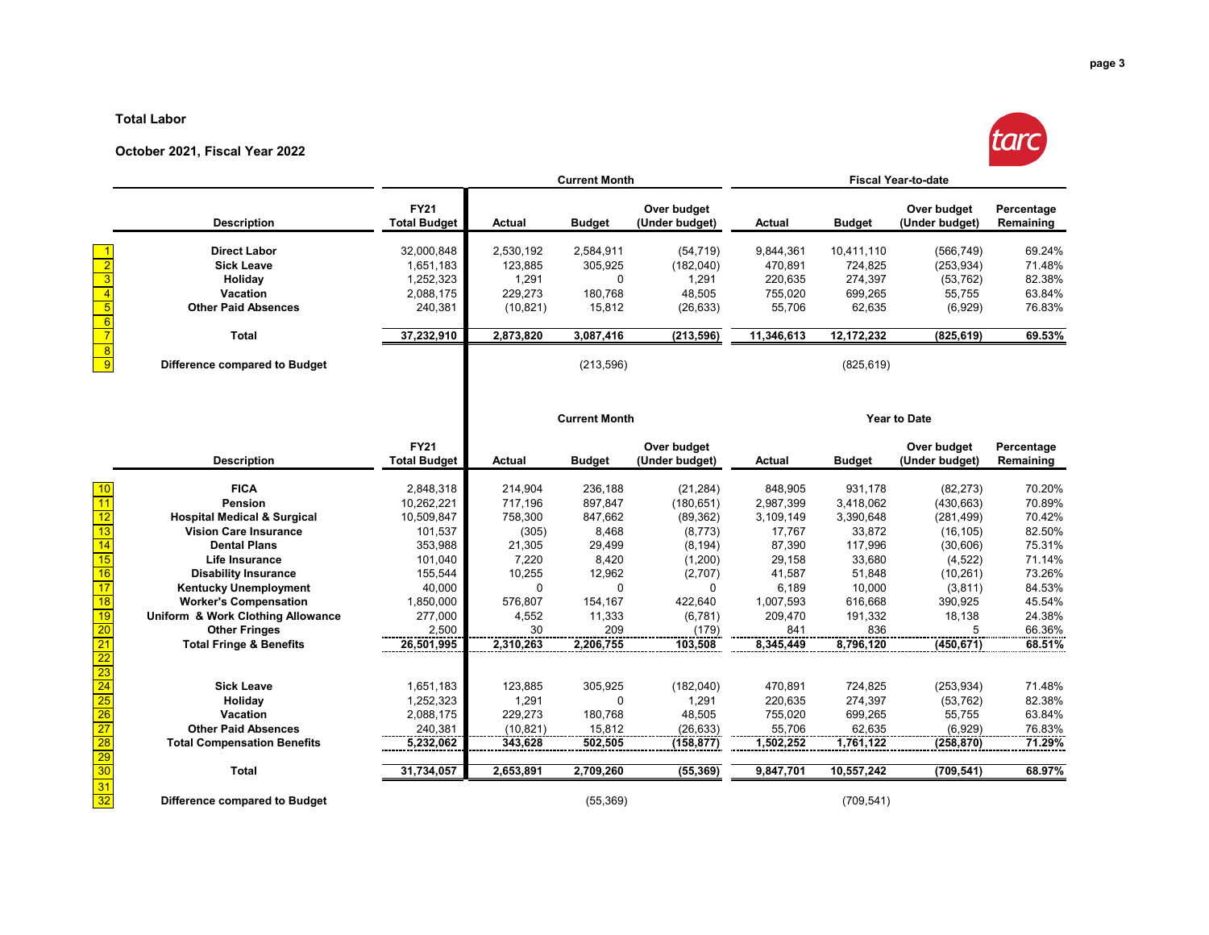# Total Labor

## October 2021, Fiscal Year 2022

| | Description | FY21 Total Budget | Current Month Actual | Current Month Budget | Current Month Over budget (Under budget) | Fiscal Year-to-date Actual | Fiscal Year-to-date Budget | Fiscal Year-to-date Over budget (Under budget) | Percentage Remaining |
|---|---|---|---|---|---|---|---|---|---|
| 1 | **Direct Labor** | 32,000,848 | 2,530,192 | 2,584,911 | (54,719) | 9,844,361 | 10,411,110 | (566,749) | 69.24% |
| 2 | **Sick Leave** | 1,651,183 | 123,885 | 305,925 | (182,040) | 470,891 | 724,825 | (253,934) | 71.48% |
| 3 | **Holiday** | 1,252,323 | 1,291 | 0 | 1,291 | 220,635 | 274,397 | (53,762) | 82.38% |
| 4 | **Vacation** | 2,088,175 | 229,273 | 180,768 | 48,505 | 755,020 | 699,265 | 55,755 | 63.84% |
| 5 | **Other Paid Absences** | 240,381 | (10,821) | 15,812 | (26,633) | 55,706 | 62,635 | (6,929) | 76.83% |
| 6 | | | | | | | | | |
| 7 | **Total** | **37,232,910** | **2,873,820** | **3,087,416** | **(213,596)** | **11,346,613** | **12,172,232** | **(825,619)** | **69.53%** |
| 8 | | | | | | | | | |
| 9 | **Difference compared to Budget** | | | (213,596) | | | (825,619) | | |

| | Description | FY21 Total Budget | Current Month Actual | Current Month Budget | Current Month Over budget (Under budget) | Year to Date Actual | Year to Date Budget | Year to Date Over budget (Under budget) | Percentage Remaining |
|---|---|---|---|---|---|---|---|---|---|
| 10 | **FICA** | 2,848,318 | 214,904 | 236,188 | (21,284) | 848,905 | 931,178 | (82,273) | 70.20% |
| 11 | **Pension** | 10,262,221 | 717,196 | 897,847 | (180,651) | 2,987,399 | 3,418,062 | (430,663) | 70.89% |
| 12 | **Hospital Medical & Surgical** | 10,509,847 | 758,300 | 847,662 | (89,362) | 3,109,149 | 3,390,648 | (281,499) | 70.42% |
| 13 | **Vision Care Insurance** | 101,537 | (305) | 8,468 | (8,773) | 17,767 | 33,872 | (16,105) | 82.50% |
| 14 | **Dental Plans** | 353,988 | 21,305 | 29,499 | (8,194) | 87,390 | 117,996 | (30,606) | 75.31% |
| 15 | **Life Insurance** | 101,040 | 7,220 | 8,420 | (1,200) | 29,158 | 33,680 | (4,522) | 71.14% |
| 16 | **Disability Insurance** | 155,544 | 10,255 | 12,962 | (2,707) | 41,587 | 51,848 | (10,261) | 73.26% |
| 17 | **Kentucky Unemployment** | 40,000 | 0 | 0 | 0 | 6,189 | 10,000 | (3,811) | 84.53% |
| 18 | **Worker's Compensation** | 1,850,000 | 576,807 | 154,167 | 422,640 | 1,007,593 | 616,668 | 390,925 | 45.54% |
| 19 | **Uniform & Work Clothing Allowance** | 277,000 | 4,552 | 11,333 | (6,781) | 209,470 | 191,332 | 18,138 | 24.38% |
| 20 | **Other Fringes** | 2,500 | 30 | 209 | (179) | 841 | 836 | 5 | 66.36% |
| 21 | **Total Fringe & Benefits** | **26,501,995** | **2,310,263** | **2,206,755** | **103,508** | **8,345,449** | **8,796,120** | **(450,671)** | **68.51%** |
| 22 | | | | | | | | | |
| 23 | | | | | | | | | |
| 24 | **Sick Leave** | 1,651,183 | 123,885 | 305,925 | (182,040) | 470,891 | 724,825 | (253,934) | 71.48% |
| 25 | **Holiday** | 1,252,323 | 1,291 | 0 | 1,291 | 220,635 | 274,397 | (53,762) | 82.38% |
| 26 | **Vacation** | 2,088,175 | 229,273 | 180,768 | 48,505 | 755,020 | 699,265 | 55,755 | 63.84% |
| 27 | **Other Paid Absences** | 240,381 | (10,821) | 15,812 | (26,633) | 55,706 | 62,635 | (6,929) | 76.83% |
| 28 | **Total Compensation Benefits** | **5,232,062** | **343,628** | **502,505** | **(158,877)** | **1,502,252** | **1,761,122** | **(258,870)** | **71.29%** |
| 29 | | | | | | | | | |
| 30 | **Total** | **31,734,057** | **2,653,891** | **2,709,260** | **(55,369)** | **9,847,701** | **10,557,242** | **(709,541)** | **68.97%** |
| 31 | | | | | | | | | |
| 32 | **Difference compared to Budget** | | | (55,369) | | | (709,541) | | |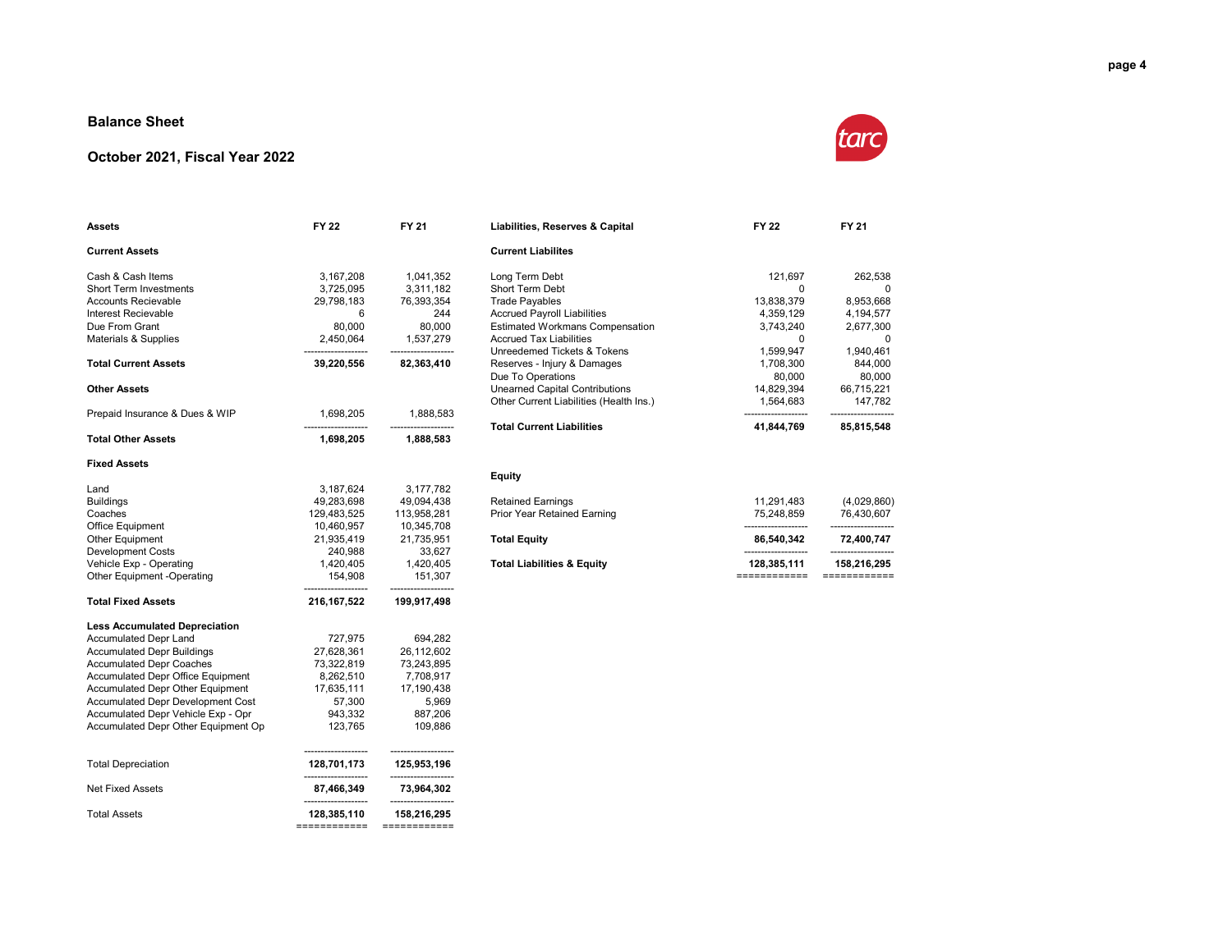## Balance Sheet

### October 2021, Fiscal Year 2022

| Assets | FY 22 | FY 21 |
|---|---|---|
| **Current Assets** | | |
| Cash & Cash Items | 3,167,208 | 1,041,352 |
| Short Term Investments | 3,725,095 | 3,311,182 |
| Accounts Recievable | 29,798,183 | 76,393,354 |
| Interest Recievable | 6 | 244 |
| Due From Grant | 80,000 | 80,000 |
| Materials & Supplies | 2,450,064 | 1,537,279 |
| **Total Current Assets** | **39,220,556** | **82,363,410** |
| **Other Assets** | | |
| Prepaid Insurance & Dues & WIP | 1,698,205 | 1,888,583 |
| **Total Other Assets** | **1,698,205** | **1,888,583** |
| **Fixed Assets** | | |
| Land | 3,187,624 | 3,177,782 |
| Buildings | 49,283,698 | 49,094,438 |
| Coaches | 129,483,525 | 113,958,281 |
| Office Equipment | 10,460,957 | 10,345,708 |
| Other Equipment | 21,935,419 | 21,735,951 |
| Development Costs | 240,988 | 33,627 |
| Vehicle Exp - Operating | 1,420,405 | 1,420,405 |
| Other Equipment -Operating | 154,908 | 151,307 |
| **Total Fixed Assets** | **216,167,522** | **199,917,498** |
| **Less Accumulated Depreciation** | | |
| Accumulated Depr Land | 727,975 | 694,282 |
| Accumulated Depr Buildings | 27,628,361 | 26,112,602 |
| Accumulated Depr Coaches | 73,322,819 | 73,243,895 |
| Accumulated Depr Office Equipment | 8,262,510 | 7,708,917 |
| Accumulated Depr Other Equipment | 17,635,111 | 17,190,438 |
| Accumulated Depr Development Cost | 57,300 | 5,969 |
| Accumulated Depr Vehicle Exp - Opr | 943,332 | 887,206 |
| Accumulated Depr Other Equipment Op | 123,765 | 109,886 |
| Total Depreciation | **128,701,173** | **125,953,196** |
| Net Fixed Assets | **87,466,349** | **73,964,302** |
| Total Assets | **128,385,110** | **158,216,295** |

| Liabilities, Reserves & Capital | FY 22 | FY 21 |
|---|---|---|
| **Current Liabilites** | | |
| Long Term Debt | 121,697 | 262,538 |
| Short Term Debt | 0 | 0 |
| Trade Payables | 13,838,379 | 8,953,668 |
| Accrued Payroll Liabilities | 4,359,129 | 4,194,577 |
| Estimated Workmans Compensation | 3,743,240 | 2,677,300 |
| Accrued Tax Liabilities | 0 | 0 |
| Unreedemed Tickets & Tokens | 1,599,947 | 1,940,461 |
| Reserves - Injury & Damages | 1,708,300 | 844,000 |
| Due To Operations | 80,000 | 80,000 |
| Unearned Capital Contributions | 14,829,394 | 66,715,221 |
| Other Current Liabilities (Health Ins.) | 1,564,683 | 147,782 |
| **Total Current Liabilities** | **41,844,769** | **85,815,548** |
| **Equity** | | |
| Retained Earnings | 11,291,483 | (4,029,860) |
| Prior Year Retained Earning | 75,248,859 | 76,430,607 |
| **Total Equity** | **86,540,342** | **72,400,747** |
| **Total Liabilities & Equity** | **128,385,111** | **158,216,295** |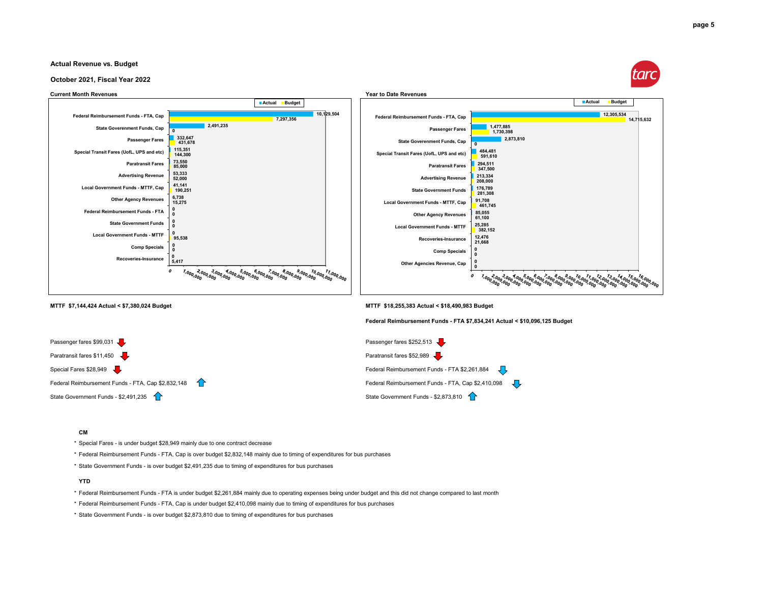**Actual Revenue vs. Budget**

**October 2021, Fiscal Year 2022**

**Current Month Revenues**

| Category | Actual | Budget |
| --- | --- | --- |
| Federal Reimbursement Funds - FTA, Cap | 10,129,504 | 7,297,356 |
| State Governement Funds, Cap | 2,491,235 | 0 |
| Passenger Fares | 332,647 | 431,678 |
| Special Transit Fares (UofL, UPS and etc) | 115,351 | 144,300 |
| Paratransit Fares | 73,550 | 85,000 |
| Advertising Revenue | 53,333 | 52,000 |
| Local Government Funds - MTTF, Cap | 41,141 | 190,251 |
| Other Agency Revenues | 6,738 | 15,275 |
| Federal Reimbursement Funds - FTA | 0 | 0 |
| State Government Funds | 0 | 0 |
| Local Government Funds - MTTF | 0 | 95,538 |
| Comp Specials | 0 | 0 |
| Recoveries-Insurance | 0 | 5,417 |

**Year to Date Revenues**

| Category | Actual | Budget |
| --- | --- | --- |
| Federal Reimbursement Funds - FTA, Cap | 12,305,534 | 14,715,632 |
| Passenger Fares | 1,477,885 | 1,730,398 |
| State Governement Funds, Cap | 2,873,810 | 0 |
| Special Transit Fares (UofL, UPS and etc) | 484,481 | 591,610 |
| Paratransit Fares | 294,511 | 347,500 |
| Advertising Revenue | 213,334 | 208,000 |
| State Government Funds | 176,789 | 281,308 |
| Local Government Funds - MTTF, Cap | 91,708 | 461,745 |
| Other Agency Revenues | 85,055 | 61,100 |
| Local Government Funds - MTTF | 25,285 | 382,152 |
| Recoveries-Insurance | 12,476 | 21,668 |
| Comp Specials | 0 | 0 |
| Other Agencies Revenue, Cap | 0 | 0 |

**MTTF $7,144,424 Actual < $7,380,024 Budget**

Passenger fares $99,031 ↓

Paratransit fares $11,450 ↓

Special Fares $28,949 ↓

Federal Reimbursement Funds - FTA, Cap $2,832,148 ↑

State Government Funds - $2,491,235 ↑

**MTTF $18,255,383 Actual < $18,490,983 Budget**

**Federal Reimbursement Funds - FTA $7,834,241 Actual < $10,096,125 Budget**

Passenger fares $252,513 ↓

Paratransit fares $52,989 ↓

Federal Reimbursement Funds - FTA $2,261,884 ↓

Federal Reimbursement Funds - FTA, Cap $2,410,098 ↓

State Government Funds - $2,873,810 ↑

**CM**

* Special Fares - is under budget $28,949 mainly due to one contract decrease
* Federal Reimbursement Funds - FTA, Cap is over budget $2,832,148 mainly due to timing of expenditures for bus purchases
* State Government Funds - is over budget $2,491,235 due to timing of expenditures for bus purchases

**YTD**

* Federal Reimbursement Funds - FTA is under budget $2,261,884 mainly due to operating expenses being under budget and this did not change compared to last month
* Federal Reimbursement Funds - FTA, Cap is under budget $2,410,098 mainly due to timing of expenditures for bus purchases
* State Government Funds - is over budget $2,873,810 due to timing of expenditures for bus purchases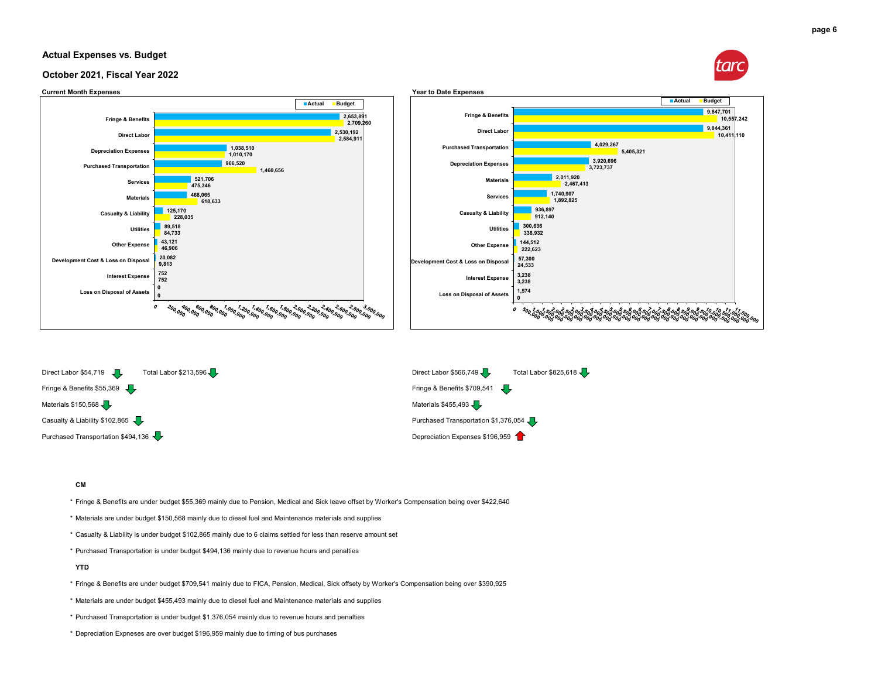## Actual Expenses vs. Budget

## October 2021, Fiscal Year 2022

**Current Month Expenses**

| Category | Actual | Budget |
|---|---|---|
| Fringe & Benefits | 2,653,891 | 2,709,260 |
| Direct Labor | 2,530,192 | 2,584,911 |
| Depreciation Expenses | 1,038,510 | 1,010,170 |
| Purchased Transportation | 966,520 | 1,460,656 |
| Services | 521,706 | 475,346 |
| Materials | 468,065 | 618,633 |
| Casualty & Liability | 125,170 | 228,035 |
| Utilities | 89,518 | 84,733 |
| Other Expense | 43,121 | 46,906 |
| Development Cost & Loss on Disposal | 20,082 | 9,813 |
| Interest Expense | 752 | 752 |
| Loss on Disposal of Assets | 0 | 0 |

**Year to Date Expenses**

| Category | Actual | Budget |
|---|---|---|
| Fringe & Benefits | 9,847,701 | 10,557,242 |
| Direct Labor | 9,844,361 | 10,411,110 |
| Purchased Transportation | 4,029,267 | 5,405,321 |
| Depreciation Expenses | 3,920,696 | 3,723,737 |
| Materials | 2,011,920 | 2,467,413 |
| Services | 1,740,907 | 1,892,825 |
| Casualty & Liability | 936,897 | 912,140 |
| Utilities | 300,636 | 338,932 |
| Other Expense | 144,512 | 222,623 |
| Development Cost & Loss on Disposal | 57,300 | 24,533 |
| Interest Expense | 3,238 | 3,238 |
| Loss on Disposal of Assets | 1,574 | 0 |

**Current Month**

- Direct Labor $54,719 ↓
- Total Labor $213,596 ↓
- Fringe & Benefits $55,369 ↓
- Materials $150,568 ↓
- Casualty & Liability $102,865 ↓
- Purchased Transportation $494,136 ↓

**Year to Date**

- Direct Labor $566,749 ↓
- Total Labor $825,618 ↓
- Fringe & Benefits $709,541 ↓
- Materials $455,493 ↓
- Purchased Transportation $1,376,054 ↓
- Depreciation Expenses $196,959 ↑

**CM**

* Fringe & Benefits are under budget $55,369 mainly due to Pension, Medical and Sick leave offset by Worker's Compensation being over $422,640
* Materials are under budget $150,568 mainly due to diesel fuel and Maintenance materials and supplies
* Casualty & Liability is under budget $102,865 mainly due to 6 claims settled for less than reserve amount set
* Purchased Transportation is under budget $494,136 mainly due to revenue hours and penalties

**YTD**

* Fringe & Benefits are under budget $709,541 mainly due to FICA, Pension, Medical, Sick offsety by Worker's Compensation being over $390,925
* Materials are under budget $455,493 mainly due to diesel fuel and Maintenance materials and supplies
* Purchased Transportation is under budget $1,376,054 mainly due to revenue hours and penalties
* Depreciation Expneses are over budget $196,959 mainly due to timing of bus purchases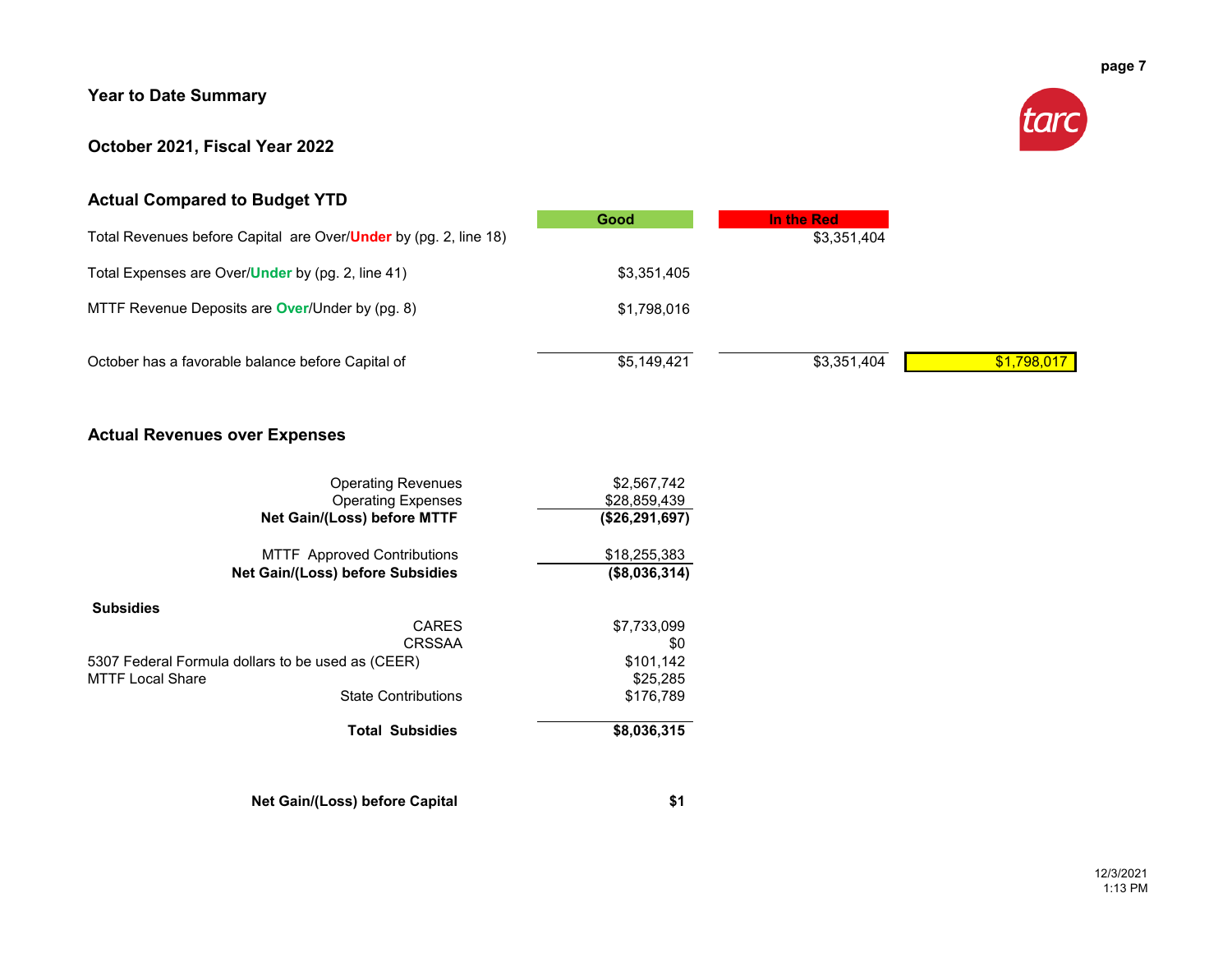## Year to Date Summary

## October 2021, Fiscal Year 2022

### Actual Compared to Budget YTD

| | Good | In the Red | |
|---|---|---|---|
| Total Revenues before Capital are Over/**Under** by (pg. 2, line 18) | | $3,351,404 | |
| Total Expenses are Over/**Under** by (pg. 2, line 41) | $3,351,405 | | |
| MTTF Revenue Deposits are **Over**/Under by (pg. 8) | $1,798,016 | | |
| October has a favorable balance before Capital of | $5,149,421 | $3,351,404 | $1,798,017 |

### Actual Revenues over Expenses

| | |
|---|---|
| Operating Revenues | $2,567,742 |
| Operating Expenses | $28,859,439 |
| **Net Gain/(Loss) before MTTF** | **($26,291,697)** |
| MTTF Approved Contributions | $18,255,383 |
| **Net Gain/(Loss) before Subsidies** | **($8,036,314)** |
| **Subsidies** | |
| CARES | $7,733,099 |
| CRSSAA | $0 |
| 5307 Federal Formula dollars to be used as (CEER) | $101,142 |
| MTTF Local Share | $25,285 |
| State Contributions | $176,789 |
| **Total Subsidies** | **$8,036,315** |
| **Net Gain/(Loss) before Capital** | **$1** |

12/3/2021
1:13 PM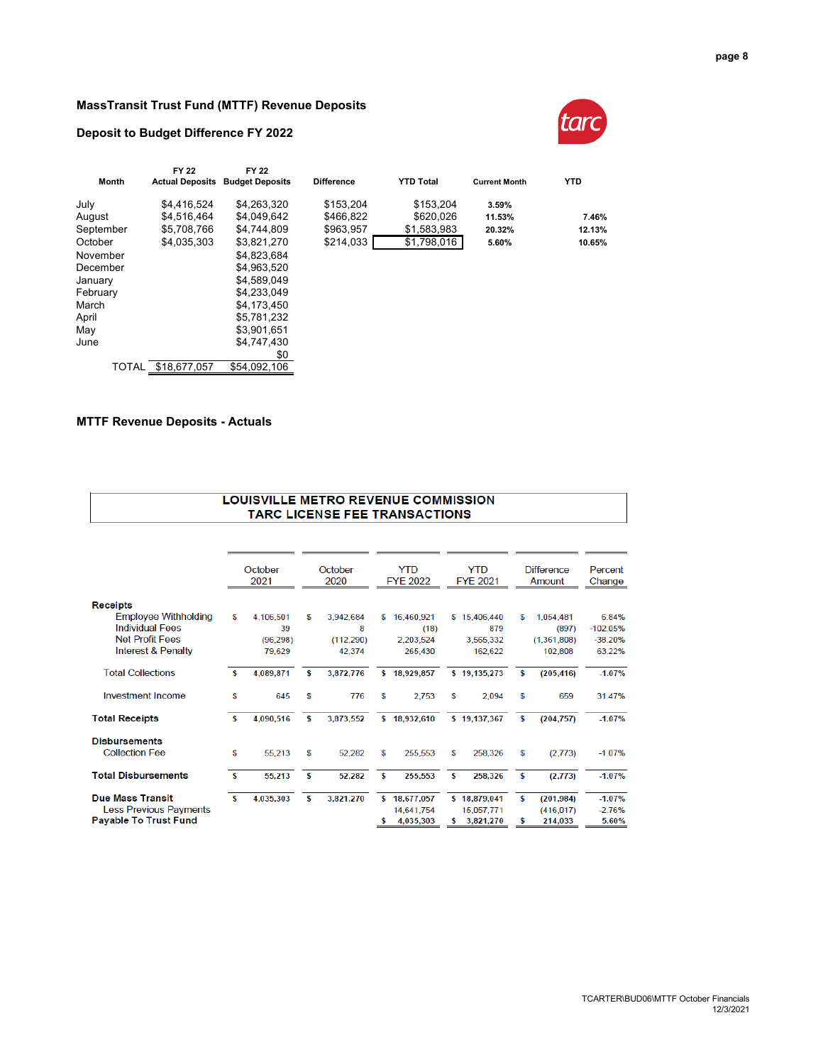## MassTransit Trust Fund (MTTF) Revenue Deposits

### Deposit to Budget Difference FY 2022

| Month | FY 22 Actual Deposits | FY 22 Budget Deposits | Difference | YTD Total | Current Month | YTD |
|---|---|---|---|---|---|---|
| July | $4,416,524 | $4,263,320 | $153,204 | $153,204 | 3.59% | |
| August | $4,516,464 | $4,049,642 | $466,822 | $620,026 | 11.53% | 7.46% |
| September | $5,708,766 | $4,744,809 | $963,957 | $1,583,983 | 20.32% | 12.13% |
| October | $4,035,303 | $3,821,270 | $214,033 | $1,798,016 | 5.60% | 10.65% |
| November | | $4,823,684 | | | | |
| December | | $4,963,520 | | | | |
| January | | $4,589,049 | | | | |
| February | | $4,233,049 | | | | |
| March | | $4,173,450 | | | | |
| April | | $5,781,232 | | | | |
| May | | $3,901,651 | | | | |
| June | | $4,747,430 | | | | |
| | | $0 | | | | |
| TOTAL | $18,677,057 | $54,092,106 | | | | |

### MTTF Revenue Deposits - Actuals

**LOUISVILLE METRO REVENUE COMMISSION**
**TARC LICENSE FEE TRANSACTIONS**

| | October 2021 | October 2020 | YTD FYE 2022 | YTD FYE 2021 | Difference Amount | Percent Change |
|---|---|---|---|---|---|---|
| **Receipts** | | | | | | |
| Employee Withholding | $ 4,106,501 | $ 3,942,684 | $ 16,460,921 | $ 15,406,440 | $ 1,054,481 | 6.84% |
| Individual Fees | 39 | 8 | (18) | 879 | (897) | -102.05% |
| Net Profit Fees | (96,298) | (112,290) | 2,203,524 | 3,565,332 | (1,361,808) | -38.20% |
| Interest & Penalty | 79,629 | 42,374 | 265,430 | 162,622 | 102,808 | 63.22% |
| Total Collections | $ 4,089,871 | $ 3,872,776 | $ 18,929,857 | $ 19,135,273 | $ (205,416) | -1.07% |
| Investment Income | $ 645 | $ 776 | $ 2,753 | $ 2,094 | $ 659 | 31.47% |
| **Total Receipts** | $ 4,090,516 | $ 3,873,552 | $ 18,932,610 | $ 19,137,367 | $ (204,757) | -1.07% |
| **Disbursements** | | | | | | |
| Collection Fee | $ 55,213 | $ 52,282 | $ 255,553 | $ 258,326 | $ (2,773) | -1.07% |
| **Total Disbursements** | $ 55,213 | $ 52,282 | $ 255,553 | $ 258,326 | $ (2,773) | -1.07% |
| **Due Mass Transit** | $ 4,035,303 | $ 3,821,270 | $ 18,677,057 | $ 18,879,041 | $ (201,984) | -1.07% |
| Less Previous Payments | | | 14,641,754 | 15,057,771 | (416,017) | -2.76% |
| **Payable To Trust Fund** | | | $ 4,035,303 | $ 3,821,270 | $ 214,033 | 5.60% |

TCARTER\BUD06\MTTF October Financials
12/3/2021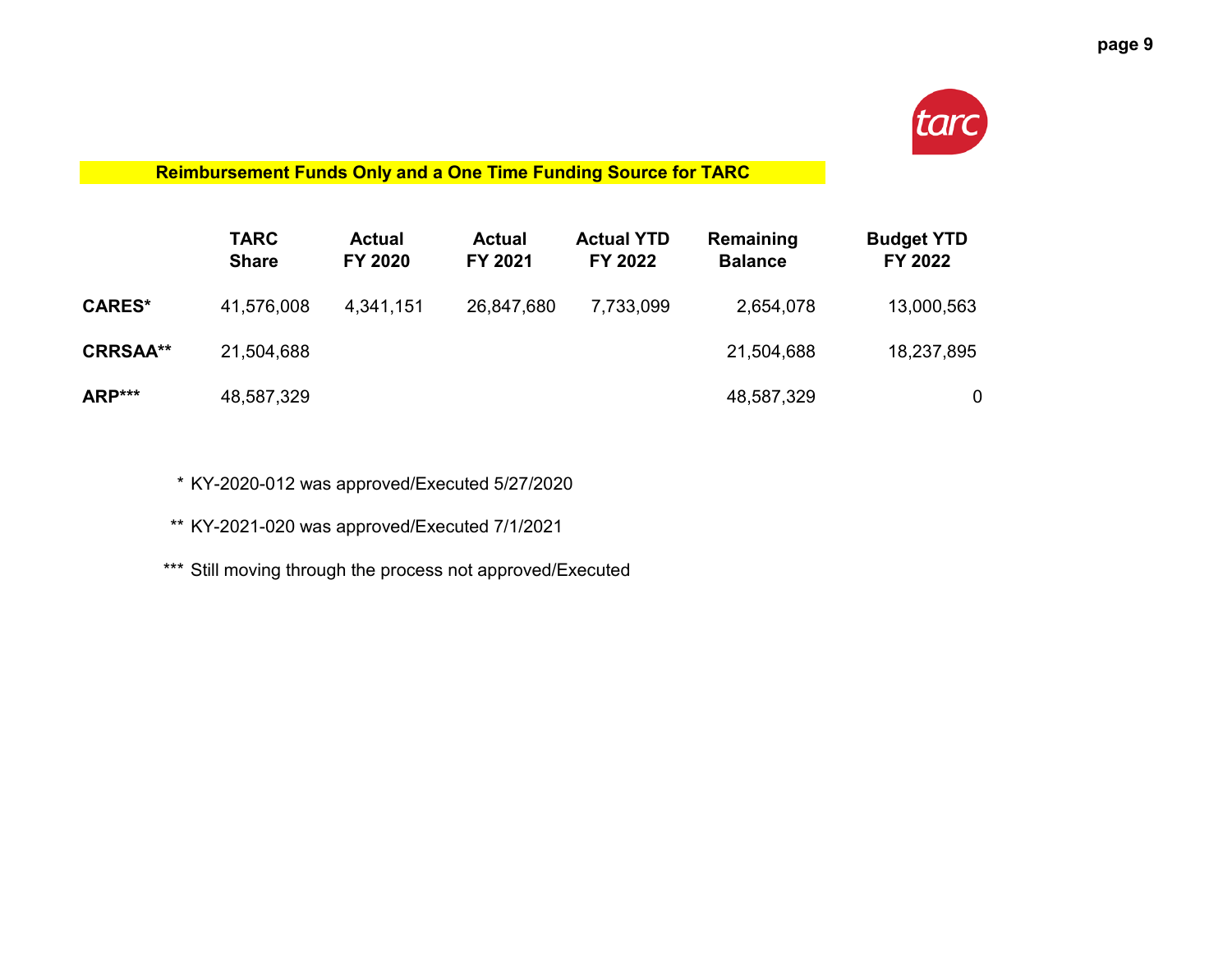**Reimbursement Funds Only and a One Time Funding Source for TARC**

| | TARC Share | Actual FY 2020 | Actual FY 2021 | Actual YTD FY 2022 | Remaining Balance | Budget YTD FY 2022 |
|---|---|---|---|---|---|---|
| **CARES*** | 41,576,008 | 4,341,151 | 26,847,680 | 7,733,099 | 2,654,078 | 13,000,563 |
| **CRRSAA**** | 21,504,688 | | | | 21,504,688 | 18,237,895 |
| **ARP***** | 48,587,329 | | | | 48,587,329 | 0 |

\* KY-2020-012 was approved/Executed 5/27/2020

** KY-2021-020 was approved/Executed 7/1/2021

*** Still moving through the process not approved/Executed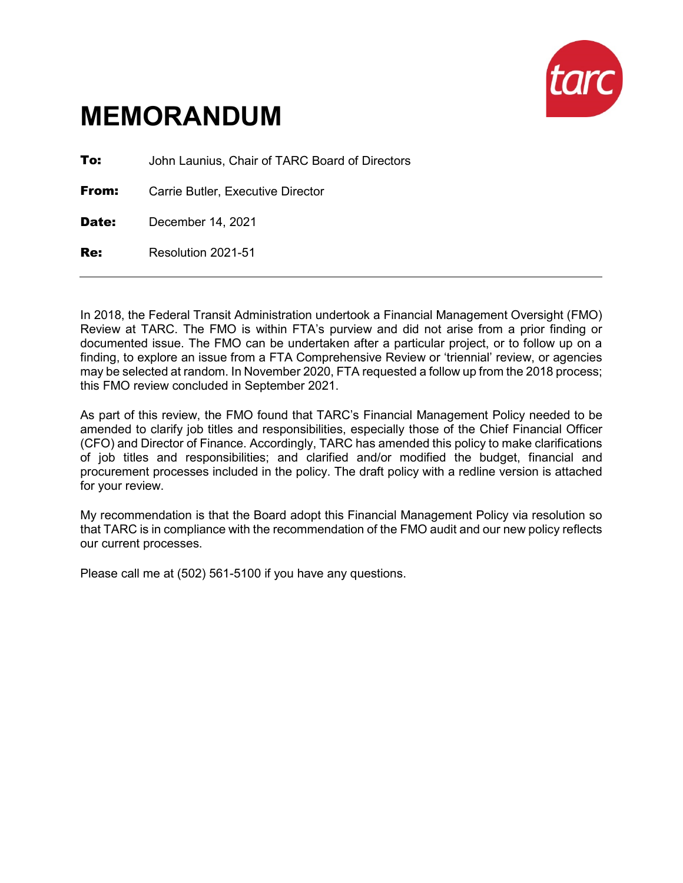# MEMORANDUM

**To:** John Launius, Chair of TARC Board of Directors

**From:** Carrie Butler, Executive Director

**Date:** December 14, 2021

**Re:** Resolution 2021-51

---

In 2018, the Federal Transit Administration undertook a Financial Management Oversight (FMO) Review at TARC. The FMO is within FTA's purview and did not arise from a prior finding or documented issue. The FMO can be undertaken after a particular project, or to follow up on a finding, to explore an issue from a FTA Comprehensive Review or 'triennial' review, or agencies may be selected at random. In November 2020, FTA requested a follow up from the 2018 process; this FMO review concluded in September 2021.

As part of this review, the FMO found that TARC's Financial Management Policy needed to be amended to clarify job titles and responsibilities, especially those of the Chief Financial Officer (CFO) and Director of Finance. Accordingly, TARC has amended this policy to make clarifications of job titles and responsibilities; and clarified and/or modified the budget, financial and procurement processes included in the policy. The draft policy with a redline version is attached for your review.

My recommendation is that the Board adopt this Financial Management Policy via resolution so that TARC is in compliance with the recommendation of the FMO audit and our new policy reflects our current processes.

Please call me at (502) 561-5100 if you have any questions.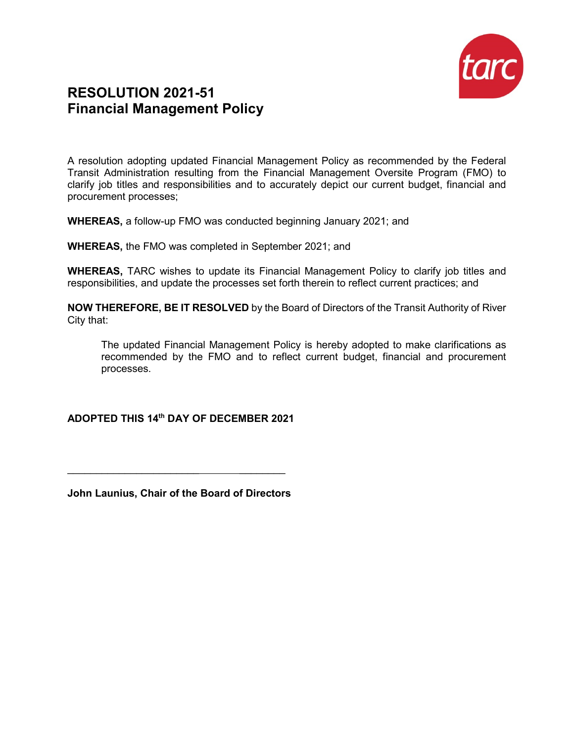# RESOLUTION 2021-51
## Financial Management Policy

A resolution adopting updated Financial Management Policy as recommended by the Federal Transit Administration resulting from the Financial Management Oversite Program (FMO) to clarify job titles and responsibilities and to accurately depict our current budget, financial and procurement processes;

**WHEREAS,** a follow-up FMO was conducted beginning January 2021; and

**WHEREAS,** the FMO was completed in September 2021; and

**WHEREAS,** TARC wishes to update its Financial Management Policy to clarify job titles and responsibilities, and update the processes set forth therein to reflect current practices; and

**NOW THEREFORE, BE IT RESOLVED** by the Board of Directors of the Transit Authority of River City that:

> The updated Financial Management Policy is hereby adopted to make clarifications as recommended by the FMO and to reflect current budget, financial and procurement processes.

**ADOPTED THIS 14th DAY OF DECEMBER 2021**

\_\_\_\_\_\_\_\_\_\_\_\_\_\_\_\_\_\_\_\_\_\_\_\_\_\_\_\_\_\_\_\_\_\_\_\_

**John Launius, Chair of the Board of Directors**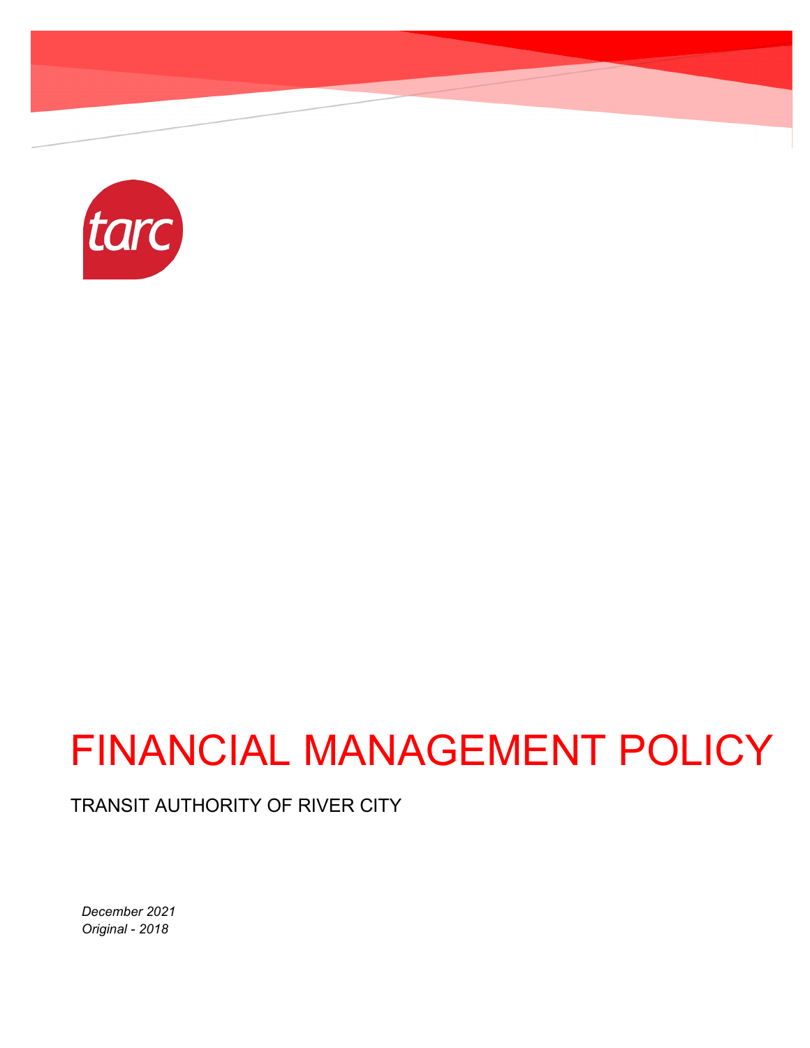# FINANCIAL MANAGEMENT POLICY

TRANSIT AUTHORITY OF RIVER CITY

*December 2021*
*Original - 2018*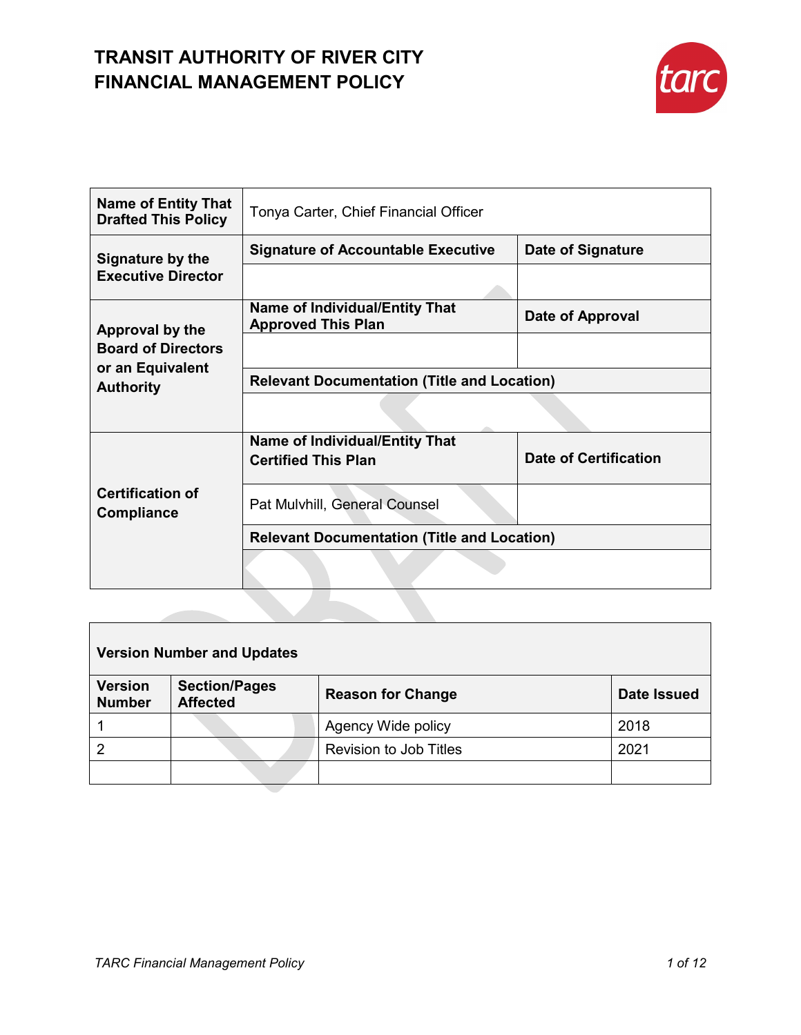# TRANSIT AUTHORITY OF RIVER CITY
# FINANCIAL MANAGEMENT POLICY

| Name of Entity That Drafted This Policy | Tonya Carter, Chief Financial Officer | |
|---|---|---|
| Signature by the Executive Director | **Signature of Accountable Executive** | **Date of Signature** |
| | | |
| Approval by the Board of Directors or an Equivalent Authority | **Name of Individual/Entity That Approved This Plan** | **Date of Approval** |
| | | |
| | **Relevant Documentation (Title and Location)** | |
| | | |
| Certification of Compliance | **Name of Individual/Entity That Certified This Plan** | **Date of Certification** |
| | Pat Mulvhill, General Counsel | |
| | **Relevant Documentation (Title and Location)** | |
| | | |

| Version Number and Updates | | | |
|---|---|---|---|
| **Version Number** | **Section/Pages Affected** | **Reason for Change** | **Date Issued** |
| 1 | | Agency Wide policy | 2018 |
| 2 | | Revision to Job Titles | 2021 |
| | | | |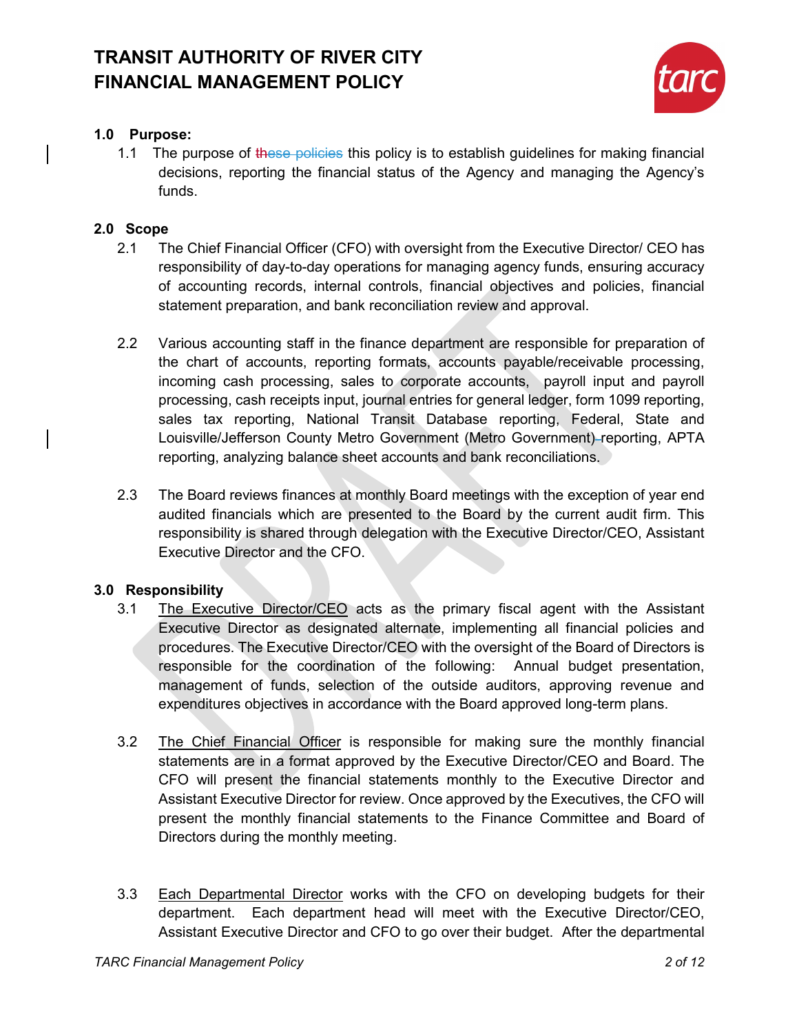# TRANSIT AUTHORITY OF RIVER CITY
# FINANCIAL MANAGEMENT POLICY

## 1.0 Purpose:

1.1 The purpose of ~~these policies~~ this policy is to establish guidelines for making financial decisions, reporting the financial status of the Agency and managing the Agency's funds.

## 2.0 Scope

2.1 The Chief Financial Officer (CFO) with oversight from the Executive Director/ CEO has responsibility of day-to-day operations for managing agency funds, ensuring accuracy of accounting records, internal controls, financial objectives and policies, financial statement preparation, and bank reconciliation review and approval.

2.2 Various accounting staff in the finance department are responsible for preparation of the chart of accounts, reporting formats, accounts payable/receivable processing, incoming cash processing, sales to corporate accounts, payroll input and payroll processing, cash receipts input, journal entries for general ledger, form 1099 reporting, sales tax reporting, National Transit Database reporting, Federal, State and Louisville/Jefferson County Metro Government (Metro Government) reporting, APTA reporting, analyzing balance sheet accounts and bank reconciliations.

2.3 The Board reviews finances at monthly Board meetings with the exception of year end audited financials which are presented to the Board by the current audit firm. This responsibility is shared through delegation with the Executive Director/CEO, Assistant Executive Director and the CFO.

## 3.0 Responsibility

3.1 The Executive Director/CEO acts as the primary fiscal agent with the Assistant Executive Director as designated alternate, implementing all financial policies and procedures. The Executive Director/CEO with the oversight of the Board of Directors is responsible for the coordination of the following: Annual budget presentation, management of funds, selection of the outside auditors, approving revenue and expenditures objectives in accordance with the Board approved long-term plans.

3.2 The Chief Financial Officer is responsible for making sure the monthly financial statements are in a format approved by the Executive Director/CEO and Board. The CFO will present the financial statements monthly to the Executive Director and Assistant Executive Director for review. Once approved by the Executives, the CFO will present the monthly financial statements to the Finance Committee and Board of Directors during the monthly meeting.

3.3 Each Departmental Director works with the CFO on developing budgets for their department. Each department head will meet with the Executive Director/CEO, Assistant Executive Director and CFO to go over their budget. After the departmental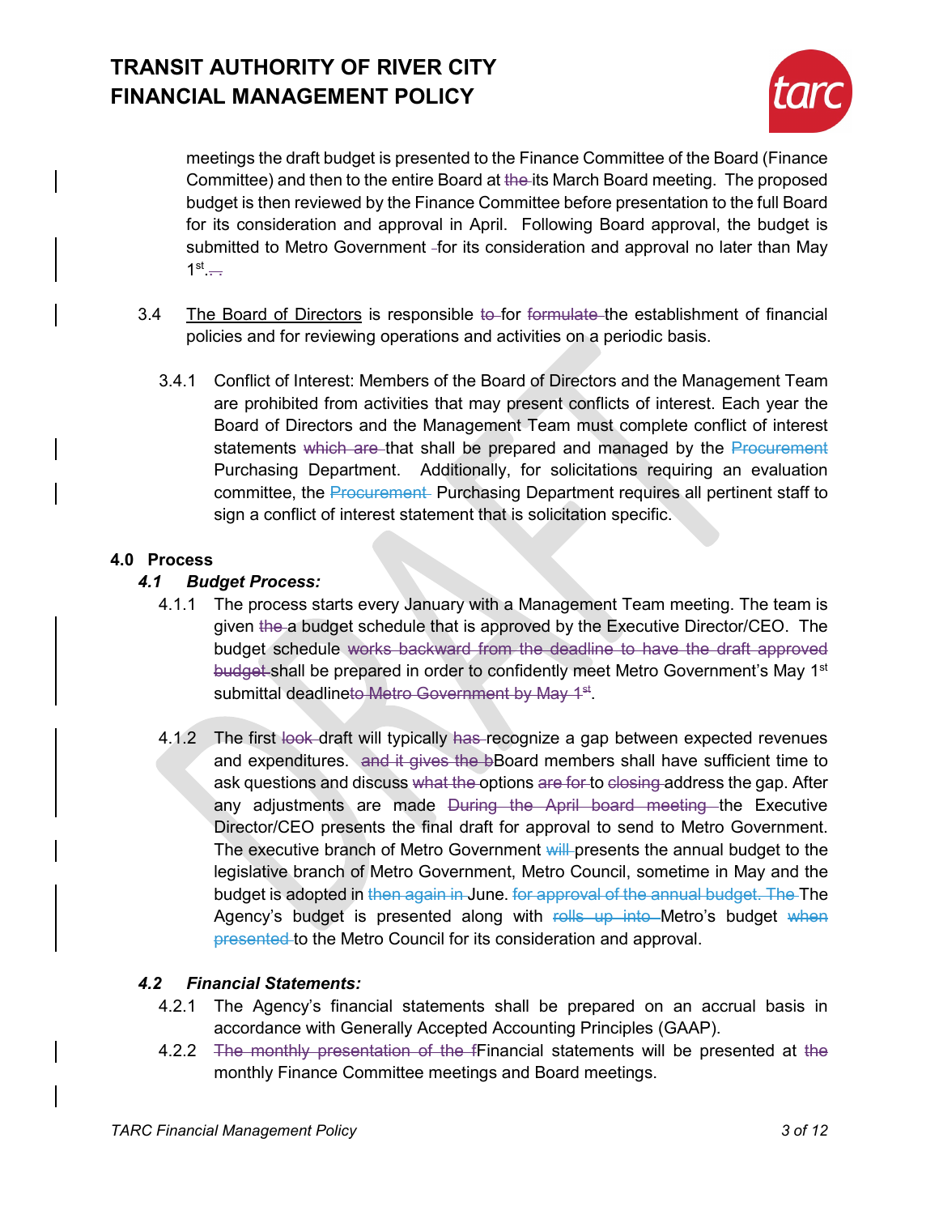meetings the draft budget is presented to the Finance Committee of the Board (Finance Committee) and then to the entire Board at ~~the~~ its March Board meeting. The proposed budget is then reviewed by the Finance Committee before presentation to the full Board for its consideration and approval in April. Following Board approval, the budget is submitted to Metro Government ~~-~~for its consideration and approval no later than May 1st.

3.4 The Board of Directors is responsible ~~to~~ for ~~formulate~~ the establishment of financial policies and for reviewing operations and activities on a periodic basis.

3.4.1 Conflict of Interest: Members of the Board of Directors and the Management Team are prohibited from activities that may present conflicts of interest. Each year the Board of Directors and the Management Team must complete conflict of interest statements ~~which are~~ that shall be prepared and managed by the ~~Procurement~~ Purchasing Department. Additionally, for solicitations requiring an evaluation committee, the ~~Procurement~~ Purchasing Department requires all pertinent staff to sign a conflict of interest statement that is solicitation specific.

## 4.0 Process

### *4.1 Budget Process:*

4.1.1 The process starts every January with a Management Team meeting. The team is given ~~the~~ a budget schedule that is approved by the Executive Director/CEO. The budget schedule ~~works backward from the deadline to have the draft approved budget~~ shall be prepared in order to confidently meet Metro Government's May 1st submittal deadline~~to Metro Government by May 1st~~.

4.1.2 The first ~~look~~ draft will typically ~~has~~ recognize a gap between expected revenues and expenditures. ~~and it gives the b~~Board members shall have sufficient time to ask questions and discuss ~~what the~~ options ~~are for~~ to ~~closing~~ address the gap. After any adjustments are made ~~During the April board meeting~~ the Executive Director/CEO presents the final draft for approval to send to Metro Government. The executive branch of Metro Government ~~will~~ presents the annual budget to the legislative branch of Metro Government, Metro Council, sometime in May and the budget is adopted in ~~then again in~~ June. ~~for approval of the annual budget. The~~ The Agency's budget is presented along with ~~rolls up into~~ Metro's budget ~~when presented~~ to the Metro Council for its consideration and approval.

### *4.2 Financial Statements:*

4.2.1 The Agency's financial statements shall be prepared on an accrual basis in accordance with Generally Accepted Accounting Principles (GAAP).

4.2.2 ~~The monthly presentation of the f~~Financial statements will be presented at ~~the~~ monthly Finance Committee meetings and Board meetings.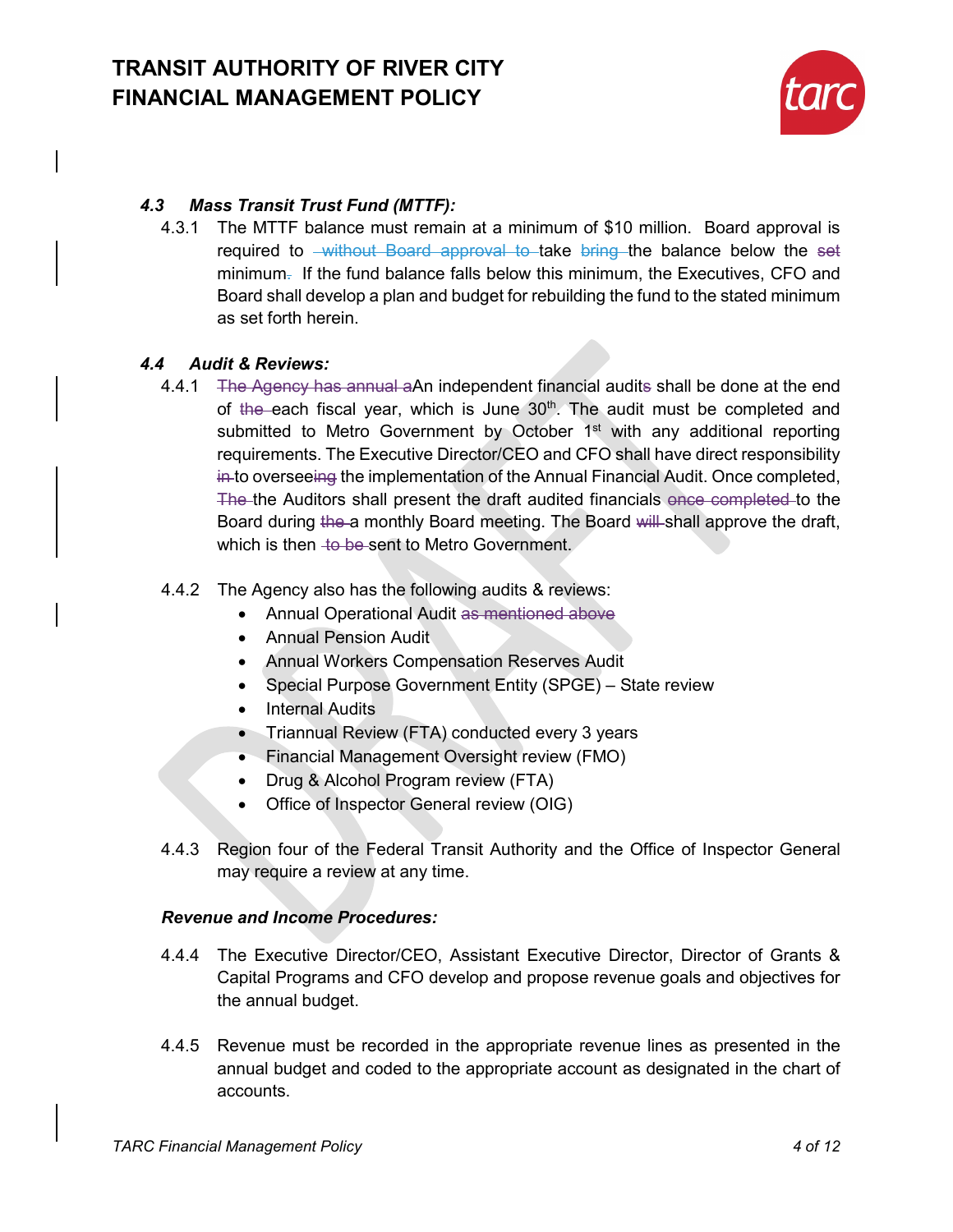### *4.3 Mass Transit Trust Fund (MTTF):*

4.3.1 The MTTF balance must remain at a minimum of $10 million. Board approval is required to ~~without Board approval to~~ take ~~bring~~ the balance below the ~~set~~ minimum~~.~~ If the fund balance falls below this minimum, the Executives, CFO and Board shall develop a plan and budget for rebuilding the fund to the stated minimum as set forth herein.

### *4.4 Audit & Reviews:*

4.4.1 ~~The Agency has annual a~~An independent financial audit~~s~~ shall be done at the end of ~~the~~ each fiscal year, which is June 30th. The audit must be completed and submitted to Metro Government by October 1st with any additional reporting requirements. The Executive Director/CEO and CFO shall have direct responsibility ~~in~~to oversee~~ing~~ the implementation of the Annual Financial Audit. Once completed, ~~The~~ the Auditors shall present the draft audited financials ~~once completed~~ to the Board during ~~the~~ a monthly Board meeting. The Board ~~will~~ shall approve the draft, which is then ~~to be~~ sent to Metro Government.

4.4.2 The Agency also has the following audits & reviews:

- Annual Operational Audit ~~as mentioned above~~
- Annual Pension Audit
- Annual Workers Compensation Reserves Audit
- Special Purpose Government Entity (SPGE) – State review
- Internal Audits
- Triannual Review (FTA) conducted every 3 years
- Financial Management Oversight review (FMO)
- Drug & Alcohol Program review (FTA)
- Office of Inspector General review (OIG)

4.4.3 Region four of the Federal Transit Authority and the Office of Inspector General may require a review at any time.

***Revenue and Income Procedures:***

4.4.4 The Executive Director/CEO, Assistant Executive Director, Director of Grants & Capital Programs and CFO develop and propose revenue goals and objectives for the annual budget.

4.4.5 Revenue must be recorded in the appropriate revenue lines as presented in the annual budget and coded to the appropriate account as designated in the chart of accounts.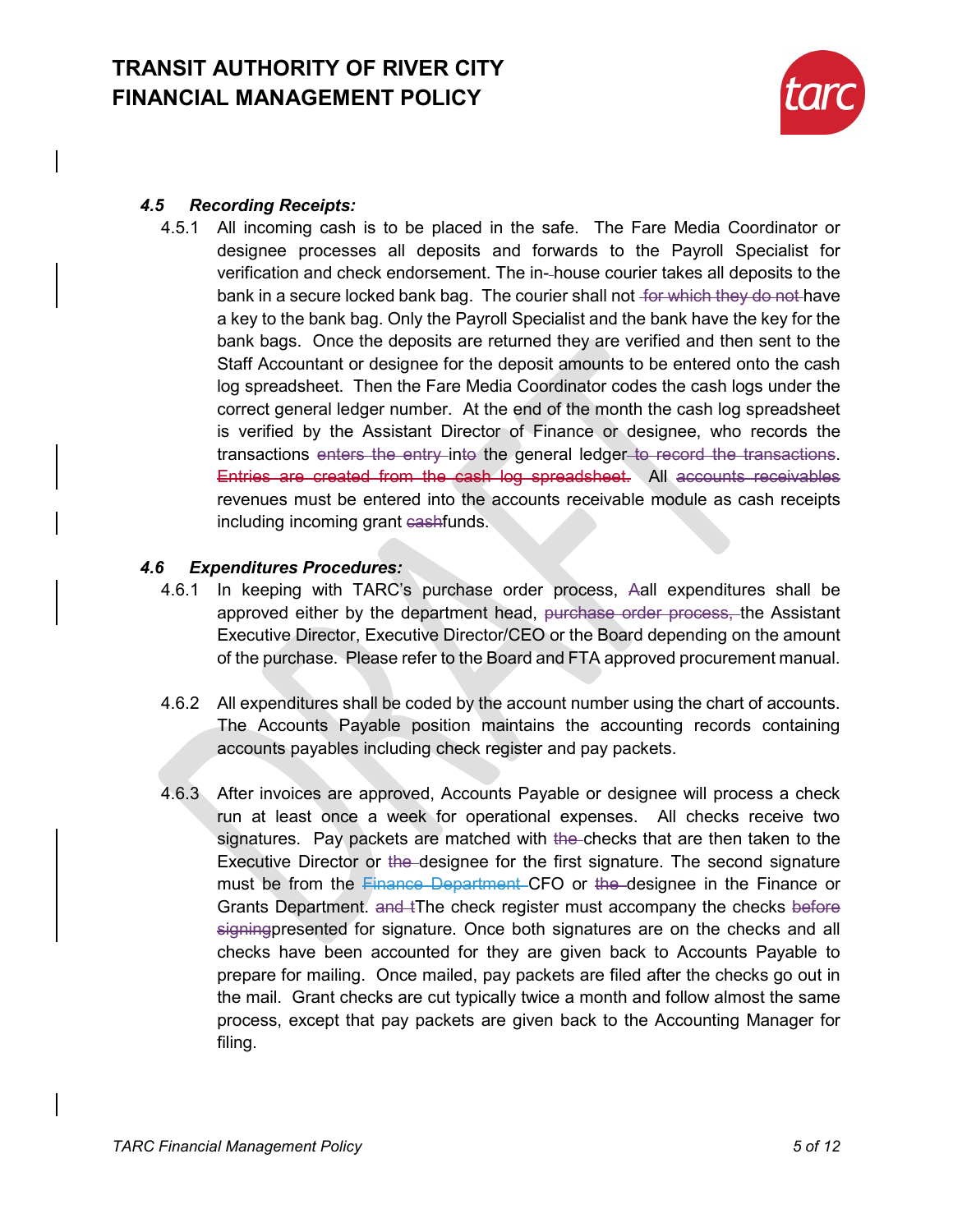### *4.5 Recording Receipts:*

4.5.1 All incoming cash is to be placed in the safe. The Fare Media Coordinator or designee processes all deposits and forwards to the Payroll Specialist for verification and check endorsement. The in-~~-~~house courier takes all deposits to the bank in a secure locked bank bag. The courier shall not ~~for which they do not~~ have a key to the bank bag. Only the Payroll Specialist and the bank have the key for the bank bags. Once the deposits are returned they are verified and then sent to the Staff Accountant or designee for the deposit amounts to be entered onto the cash log spreadsheet. Then the Fare Media Coordinator codes the cash logs under the correct general ledger number. At the end of the month the cash log spreadsheet is verified by the Assistant Director of Finance or designee, who records the transactions ~~enters the entry~~ into the general ledger ~~to record the transactions~~. ~~Entries are created from the cash log spreadsheet.~~ All ~~accounts receivables~~ revenues must be entered into the accounts receivable module as cash receipts including incoming grant ~~cash~~funds.

### *4.6 Expenditures Procedures:*

4.6.1 In keeping with TARC's purchase order process, ~~A~~all expenditures shall be approved either by the department head, ~~purchase order process,~~ the Assistant Executive Director, Executive Director/CEO or the Board depending on the amount of the purchase. Please refer to the Board and FTA approved procurement manual.

4.6.2 All expenditures shall be coded by the account number using the chart of accounts. The Accounts Payable position maintains the accounting records containing accounts payables including check register and pay packets.

4.6.3 After invoices are approved, Accounts Payable or designee will process a check run at least once a week for operational expenses. All checks receive two signatures. Pay packets are matched with ~~the~~ checks that are then taken to the Executive Director or ~~the~~ designee for the first signature. The second signature must be from the ~~Finance Department~~ CFO or ~~the~~ designee in the Finance or Grants Department. ~~and t~~The check register must accompany the checks ~~before signing~~presented for signature. Once both signatures are on the checks and all checks have been accounted for they are given back to Accounts Payable to prepare for mailing. Once mailed, pay packets are filed after the checks go out in the mail. Grant checks are cut typically twice a month and follow almost the same process, except that pay packets are given back to the Accounting Manager for filing.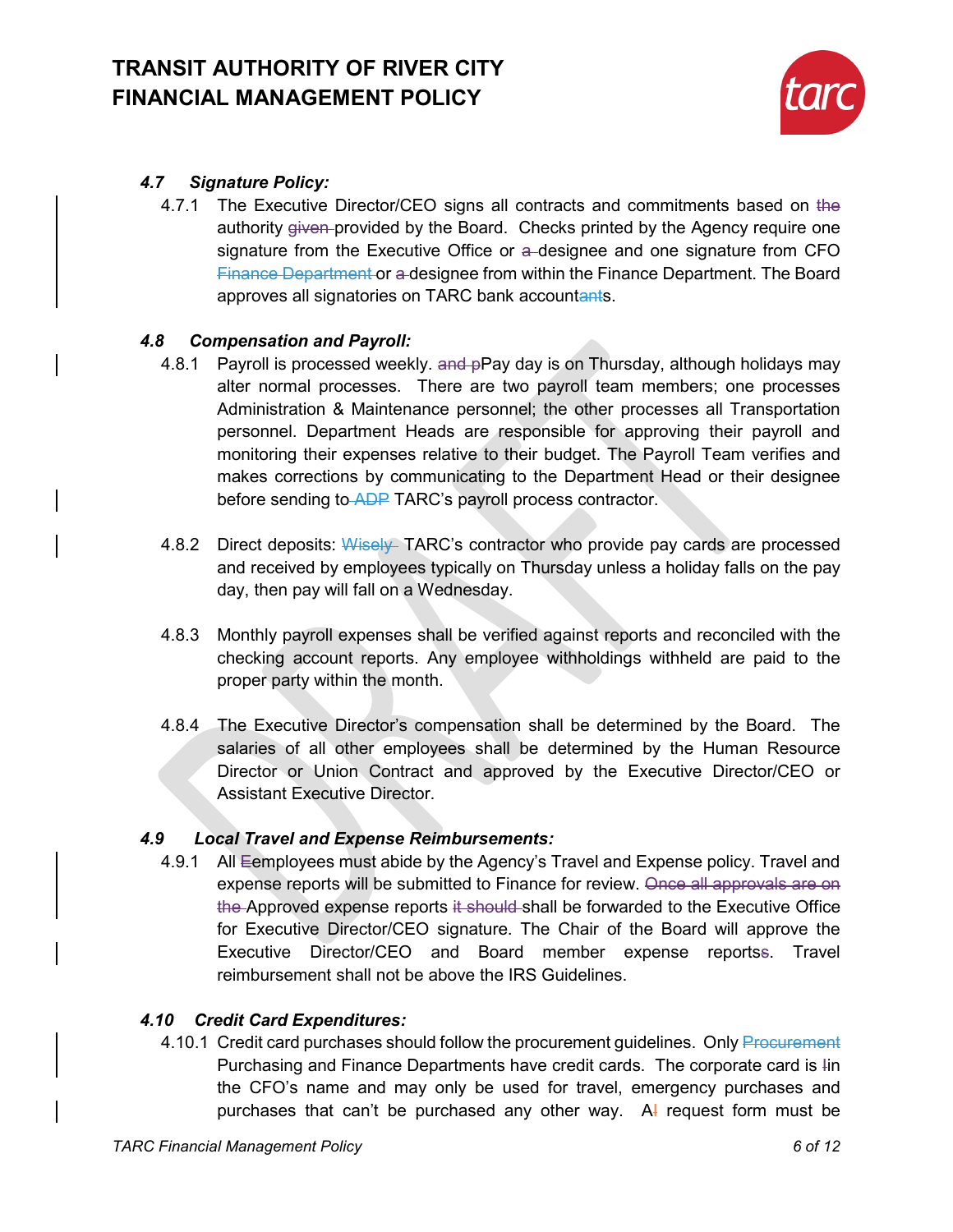### *4.7 Signature Policy:*

4.7.1 The Executive Director/CEO signs all contracts and commitments based on ~~the~~ authority ~~given~~ provided by the Board. Checks printed by the Agency require one signature from the Executive Office or ~~a~~ designee and one signature from CFO ~~Finance Department~~ or ~~a~~ designee from within the Finance Department. The Board approves all signatories on TARC bank account~~ant~~s.

### *4.8 Compensation and Payroll:*

4.8.1 Payroll is processed weekly. ~~and p~~Pay day is on Thursday, although holidays may alter normal processes. There are two payroll team members; one processes Administration & Maintenance personnel; the other processes all Transportation personnel. Department Heads are responsible for approving their payroll and monitoring their expenses relative to their budget. The Payroll Team verifies and makes corrections by communicating to the Department Head or their designee before sending to ~~ADP~~ TARC's payroll process contractor.

4.8.2 Direct deposits: ~~Wisely~~ TARC's contractor who provide pay cards are processed and received by employees typically on Thursday unless a holiday falls on the pay day, then pay will fall on a Wednesday.

4.8.3 Monthly payroll expenses shall be verified against reports and reconciled with the checking account reports. Any employee withholdings withheld are paid to the proper party within the month.

4.8.4 The Executive Director's compensation shall be determined by the Board. The salaries of all other employees shall be determined by the Human Resource Director or Union Contract and approved by the Executive Director/CEO or Assistant Executive Director.

### *4.9 Local Travel and Expense Reimbursements:*

4.9.1 All ~~E~~employees must abide by the Agency's Travel and Expense policy. Travel and expense reports will be submitted to Finance for review. ~~Once all approvals are on the~~ Approved expense reports ~~it should~~ shall be forwarded to the Executive Office for Executive Director/CEO signature. The Chair of the Board will approve the Executive Director/CEO and Board member expense reports~~s~~. Travel reimbursement shall not be above the IRS Guidelines.

### *4.10 Credit Card Expenditures:*

4.10.1 Credit card purchases should follow the procurement guidelines. Only ~~Procurement~~ Purchasing and Finance Departments have credit cards. The corporate card is ~~I~~in the CFO's name and may only be used for travel, emergency purchases and purchases that can't be purchased any other way. A~~l~~ request form must be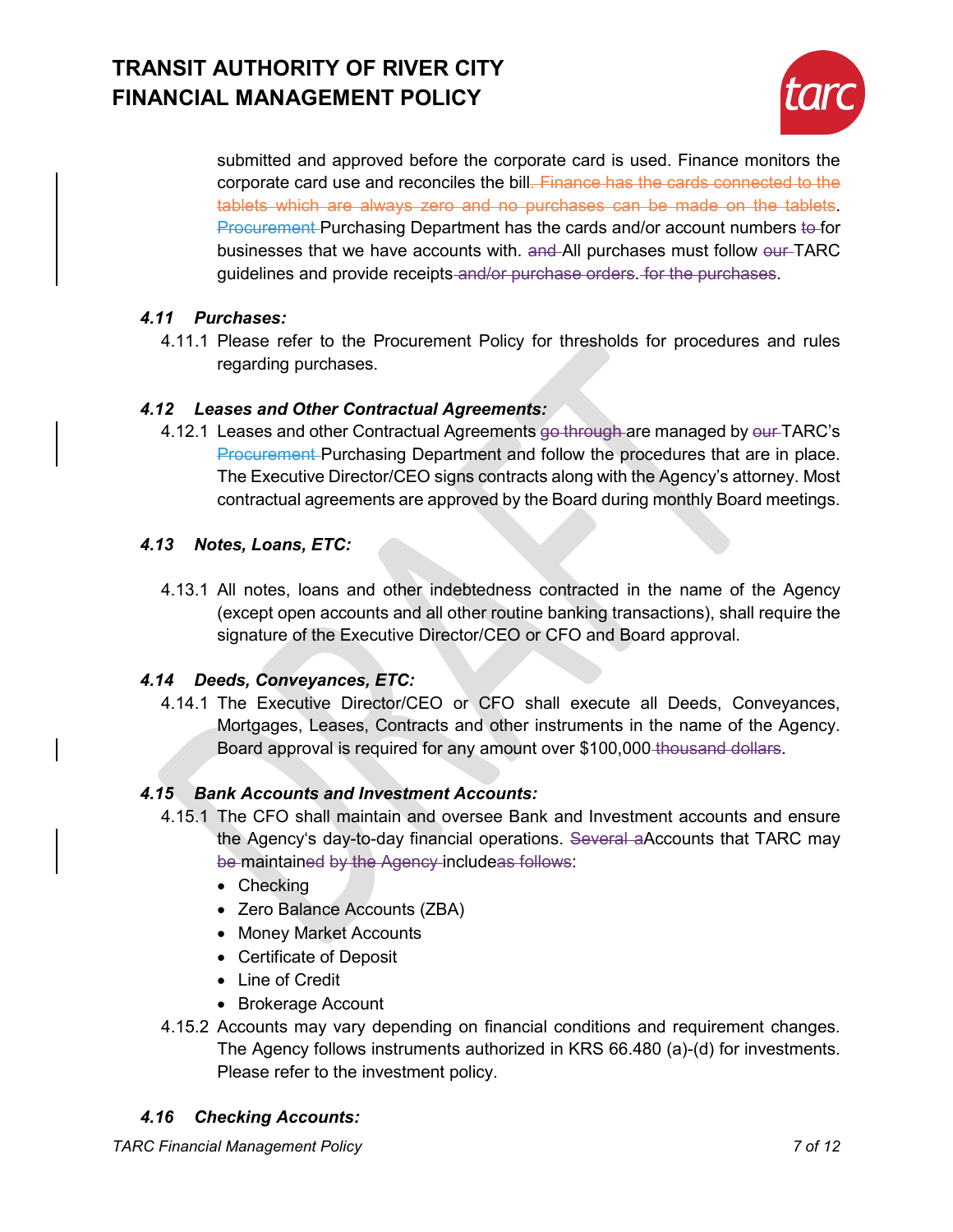submitted and approved before the corporate card is used. Finance monitors the corporate card use and reconciles the bill~~. Finance has the cards connected to the tablets which are always zero and no purchases can be made on the tablets~~. ~~Procurement~~ Purchasing Department has the cards and/or account numbers ~~to~~ for businesses that we have accounts with. ~~and~~ All purchases must follow ~~our~~ TARC guidelines and provide receipts ~~and/or purchase orders~~. ~~for the purchases~~.

### *4.11 Purchases:*

4.11.1 Please refer to the Procurement Policy for thresholds for procedures and rules regarding purchases.

### *4.12 Leases and Other Contractual Agreements:*

4.12.1 Leases and other Contractual Agreements ~~go through~~ are managed by ~~our~~ TARC's ~~Procurement~~ Purchasing Department and follow the procedures that are in place. The Executive Director/CEO signs contracts along with the Agency's attorney. Most contractual agreements are approved by the Board during monthly Board meetings.

### *4.13 Notes, Loans, ETC:*

4.13.1 All notes, loans and other indebtedness contracted in the name of the Agency (except open accounts and all other routine banking transactions), shall require the signature of the Executive Director/CEO or CFO and Board approval.

### *4.14 Deeds, Conveyances, ETC:*

4.14.1 The Executive Director/CEO or CFO shall execute all Deeds, Conveyances, Mortgages, Leases, Contracts and other instruments in the name of the Agency. Board approval is required for any amount over $100,000 ~~thousand dollars~~.

### *4.15 Bank Accounts and Investment Accounts:*

4.15.1 The CFO shall maintain and oversee Bank and Investment accounts and ensure the Agency's day-to-day financial operations. ~~Several a~~Accounts that TARC may ~~be~~ maintain~~ed by the Agency~~ include~~as follows~~:

- Checking
- Zero Balance Accounts (ZBA)
- Money Market Accounts
- Certificate of Deposit
- Line of Credit
- Brokerage Account

4.15.2 Accounts may vary depending on financial conditions and requirement changes. The Agency follows instruments authorized in KRS 66.480 (a)-(d) for investments. Please refer to the investment policy.

### *4.16 Checking Accounts:*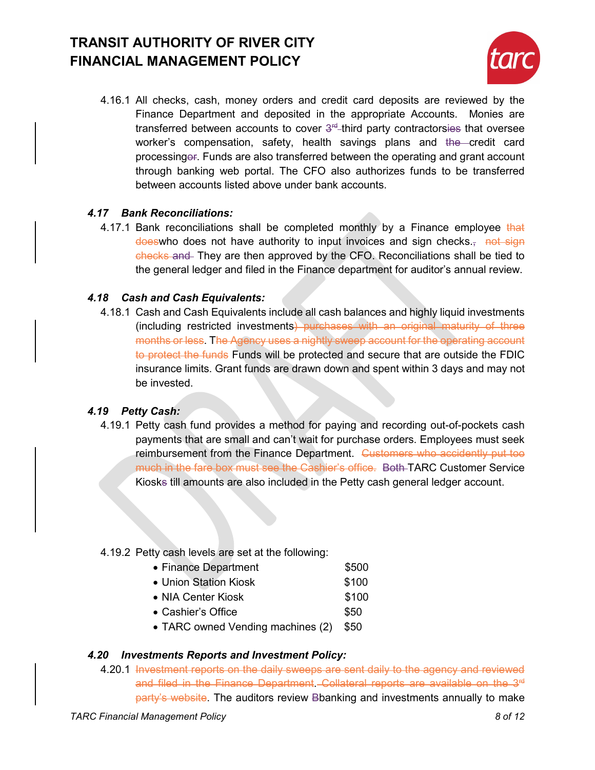4.16.1 All checks, cash, money orders and credit card deposits are reviewed by the Finance Department and deposited in the appropriate Accounts. Monies are transferred between accounts to cover ~~3rd~~ third party contractors~~ies~~ that oversee worker's compensation, safety, health savings plans and ~~the~~ credit card processing~~or~~. Funds are also transferred between the operating and grant account through banking web portal. The CFO also authorizes funds to be transferred between accounts listed above under bank accounts.

### *4.17 Bank Reconciliations:*

4.17.1 Bank reconciliations shall be completed monthly by a Finance employee ~~that does~~who does not have authority to input invoices and sign checks.~~,~~ ~~not sign checks and~~ They are then approved by the CFO. Reconciliations shall be tied to the general ledger and filed in the Finance department for auditor's annual review.

### *4.18 Cash and Cash Equivalents:*

4.18.1 Cash and Cash Equivalents include all cash balances and highly liquid investments (including restricted investments~~) purchases with an original maturity of three months or less~~. T~~he Agency uses a nightly sweep account for the operating account to protect the funds~~ Funds will be protected and secure that are outside the FDIC insurance limits. Grant funds are drawn down and spent within 3 days and may not be invested.

### *4.19 Petty Cash:*

4.19.1 Petty cash fund provides a method for paying and recording out-of-pockets cash payments that are small and can't wait for purchase orders. Employees must seek reimbursement from the Finance Department. ~~Customers who accidently put too much in the fare box must see the Cashier's office.~~ ~~Both~~ TARC Customer Service Kiosk~~s~~ till amounts are also included in the Petty cash general ledger account.

4.19.2 Petty cash levels are set at the following:

- Finance Department $500
- Union Station Kiosk $100
- NIA Center Kiosk $100
- Cashier's Office $50
- TARC owned Vending machines (2) $50

### *4.20 Investments Reports and Investment Policy:*

4.20.1 ~~Investment reports on the daily sweeps are sent daily to the agency and reviewed and filed in the Finance Department~~. ~~Collateral reports are available on the 3rd party's website~~. The auditors review ~~B~~banking and investments annually to make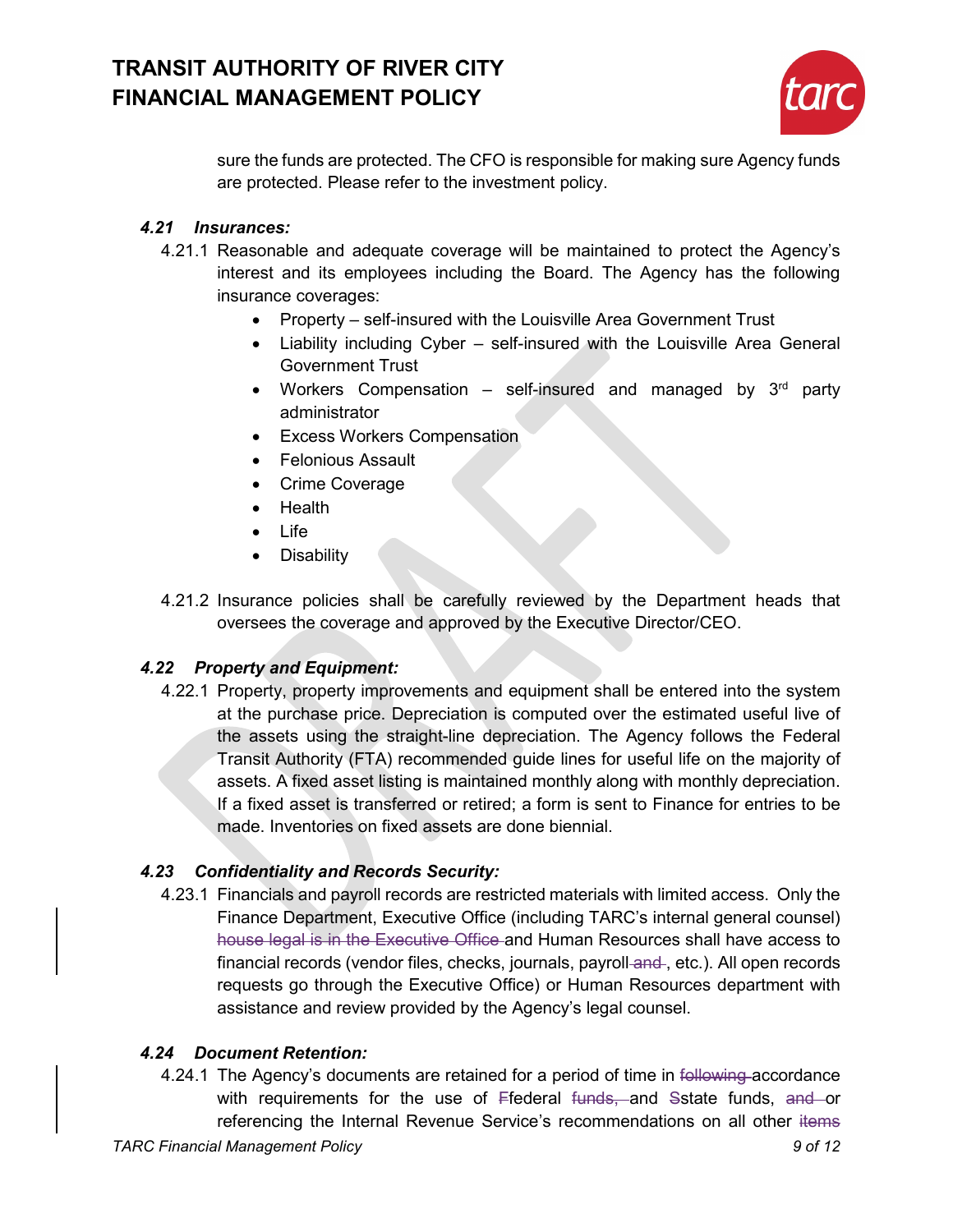sure the funds are protected. The CFO is responsible for making sure Agency funds are protected. Please refer to the investment policy.

### *4.21 Insurances:*

4.21.1 Reasonable and adequate coverage will be maintained to protect the Agency's interest and its employees including the Board. The Agency has the following insurance coverages:

- Property – self-insured with the Louisville Area Government Trust
- Liability including Cyber – self-insured with the Louisville Area General Government Trust
- Workers Compensation – self-insured and managed by 3rd party administrator
- Excess Workers Compensation
- Felonious Assault
- Crime Coverage
- Health
- Life
- Disability

4.21.2 Insurance policies shall be carefully reviewed by the Department heads that oversees the coverage and approved by the Executive Director/CEO.

### *4.22 Property and Equipment:*

4.22.1 Property, property improvements and equipment shall be entered into the system at the purchase price. Depreciation is computed over the estimated useful live of the assets using the straight-line depreciation. The Agency follows the Federal Transit Authority (FTA) recommended guide lines for useful life on the majority of assets. A fixed asset listing is maintained monthly along with monthly depreciation. If a fixed asset is transferred or retired; a form is sent to Finance for entries to be made. Inventories on fixed assets are done biennial.

### *4.23 Confidentiality and Records Security:*

4.23.1 Financials and payroll records are restricted materials with limited access. Only the Finance Department, Executive Office (including TARC's internal general counsel) ~~house legal is in the Executive Office~~ and Human Resources shall have access to financial records (vendor files, checks, journals, payroll ~~and~~, etc.). All open records requests go through the Executive Office) or Human Resources department with assistance and review provided by the Agency's legal counsel.

### *4.24 Document Retention:*

4.24.1 The Agency's documents are retained for a period of time in ~~following~~ accordance with requirements for the use of ~~F~~federal ~~funds,~~ and ~~S~~state funds, ~~and~~ or referencing the Internal Revenue Service's recommendations on all other ~~items~~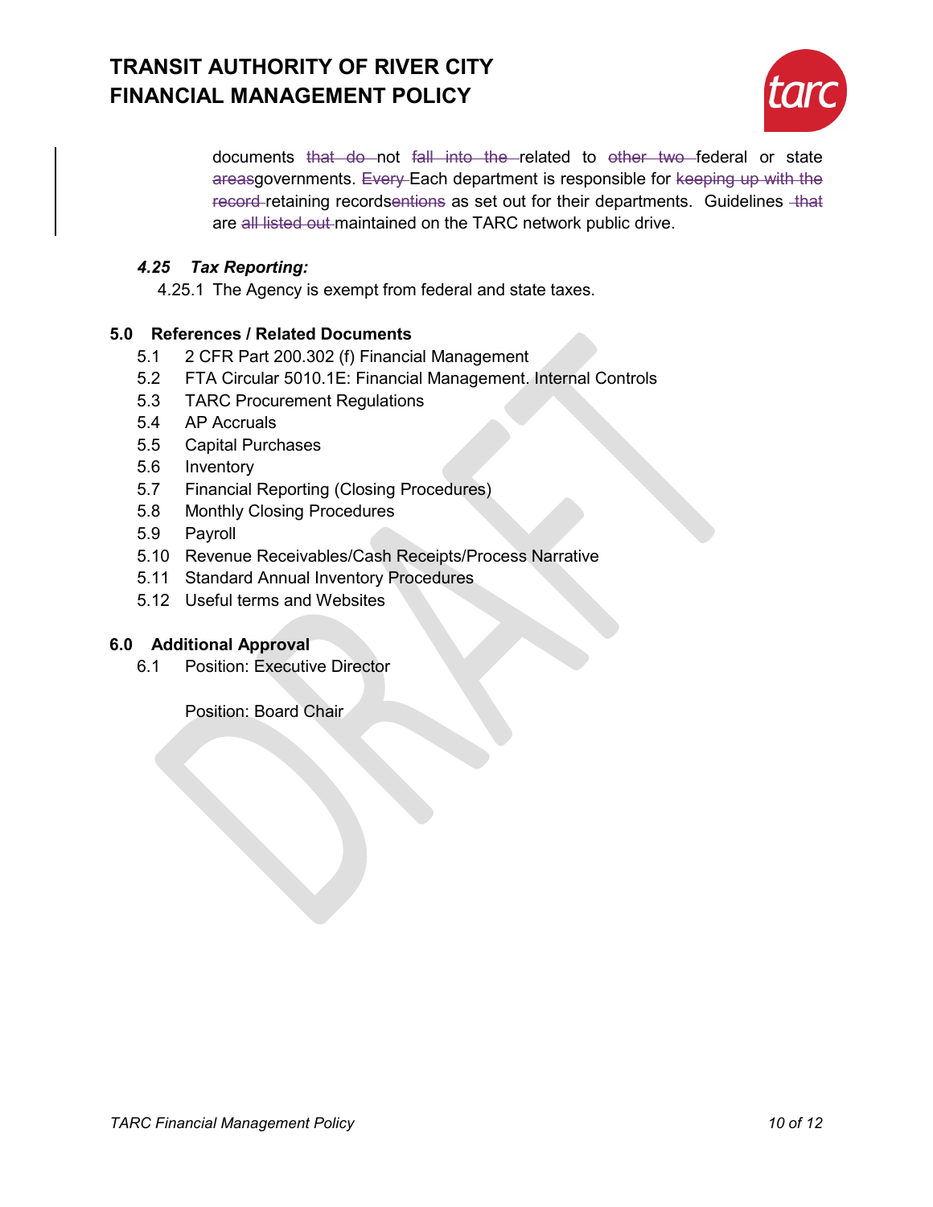documents ~~that do~~ not ~~fall into the~~ related to ~~other two~~ federal or state ~~areas~~governments. ~~Every~~ Each department is responsible for ~~keeping up with the record~~ retaining records~~entions~~ as set out for their departments. Guidelines ~~that~~ are ~~all listed out~~ maintained on the TARC network public drive.

#### *4.25 Tax Reporting:*

4.25.1 The Agency is exempt from federal and state taxes.

## 5.0 References / Related Documents

- 5.1 2 CFR Part 200.302 (f) Financial Management
- 5.2 FTA Circular 5010.1E: Financial Management. Internal Controls
- 5.3 TARC Procurement Regulations
- 5.4 AP Accruals
- 5.5 Capital Purchases
- 5.6 Inventory
- 5.7 Financial Reporting (Closing Procedures)
- 5.8 Monthly Closing Procedures
- 5.9 Payroll
- 5.10 Revenue Receivables/Cash Receipts/Process Narrative
- 5.11 Standard Annual Inventory Procedures
- 5.12 Useful terms and Websites

## 6.0 Additional Approval

6.1 Position: Executive Director

Position: Board Chair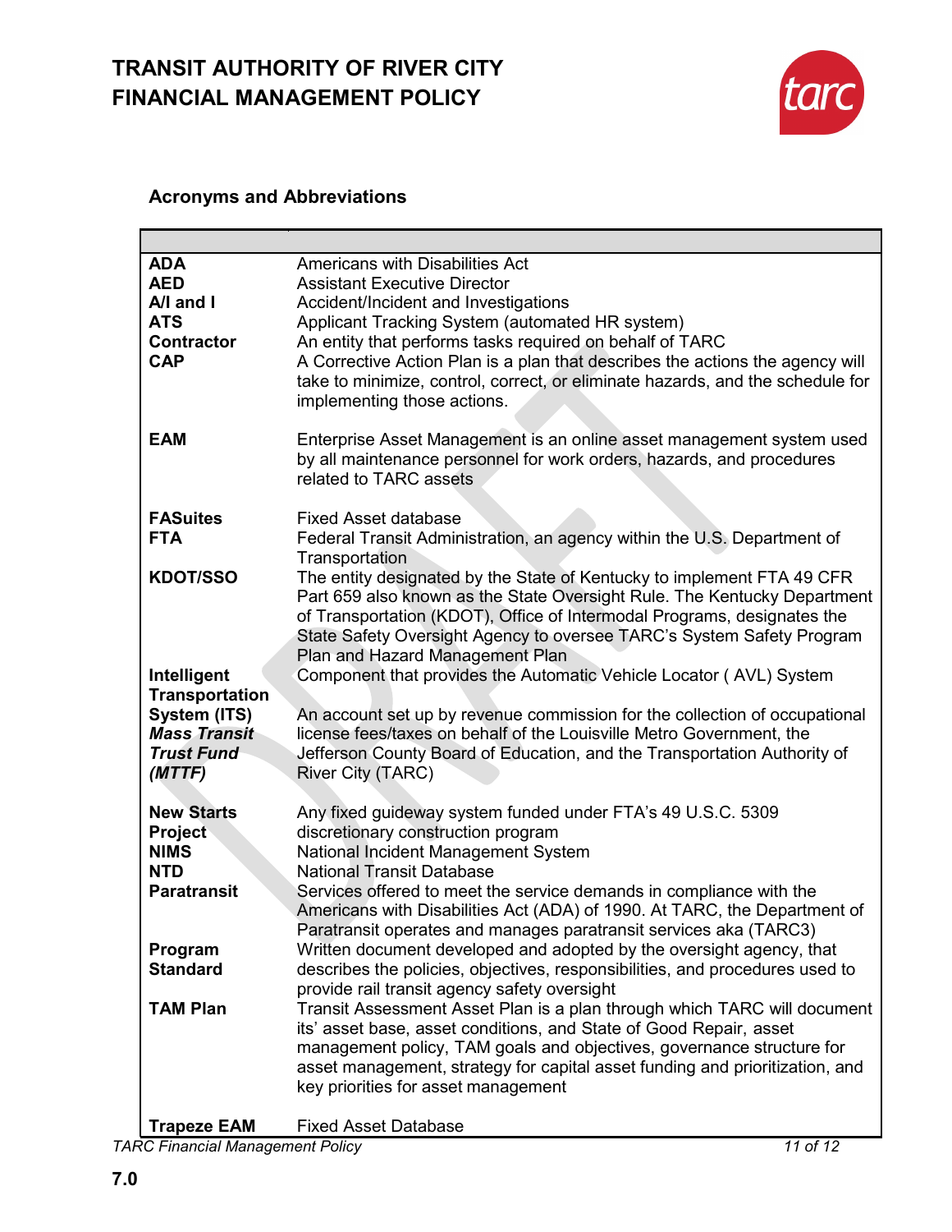## Acronyms and Abbreviations

| | |
|---|---|
| **ADA** | Americans with Disabilities Act |
| **AED** | Assistant Executive Director |
| **A/I and I** | Accident/Incident and Investigations |
| **ATS** | Applicant Tracking System (automated HR system) |
| **Contractor** | An entity that performs tasks required on behalf of TARC |
| **CAP** | A Corrective Action Plan is a plan that describes the actions the agency will take to minimize, control, correct, or eliminate hazards, and the schedule for implementing those actions. |
| **EAM** | Enterprise Asset Management is an online asset management system used by all maintenance personnel for work orders, hazards, and procedures related to TARC assets |
| **FASuites** | Fixed Asset database |
| **FTA** | Federal Transit Administration, an agency within the U.S. Department of Transportation |
| **KDOT/SSO** | The entity designated by the State of Kentucky to implement FTA 49 CFR Part 659 also known as the State Oversight Rule. The Kentucky Department of Transportation (KDOT), Office of Intermodal Programs, designates the State Safety Oversight Agency to oversee TARC's System Safety Program Plan and Hazard Management Plan |
| **Intelligent Transportation System (ITS)** | Component that provides the Automatic Vehicle Locator ( AVL) System |
| ***Mass Transit Trust Fund (MTTF)*** | An account set up by revenue commission for the collection of occupational license fees/taxes on behalf of the Louisville Metro Government, the Jefferson County Board of Education, and the Transportation Authority of River City (TARC) |
| **New Starts Project** | Any fixed guideway system funded under FTA's 49 U.S.C. 5309 discretionary construction program |
| **NIMS** | National Incident Management System |
| **NTD** | National Transit Database |
| **Paratransit** | Services offered to meet the service demands in compliance with the Americans with Disabilities Act (ADA) of 1990. At TARC, the Department of Paratransit operates and manages paratransit services aka (TARC3) |
| **Program Standard** | Written document developed and adopted by the oversight agency, that describes the policies, objectives, responsibilities, and procedures used to provide rail transit agency safety oversight |
| **TAM Plan** | Transit Assessment Asset Plan is a plan through which TARC will document its' asset base, asset conditions, and State of Good Repair, asset management policy, TAM goals and objectives, governance structure for asset management, strategy for capital asset funding and prioritization, and key priorities for asset management |
| **Trapeze EAM** | Fixed Asset Database |

**7.0**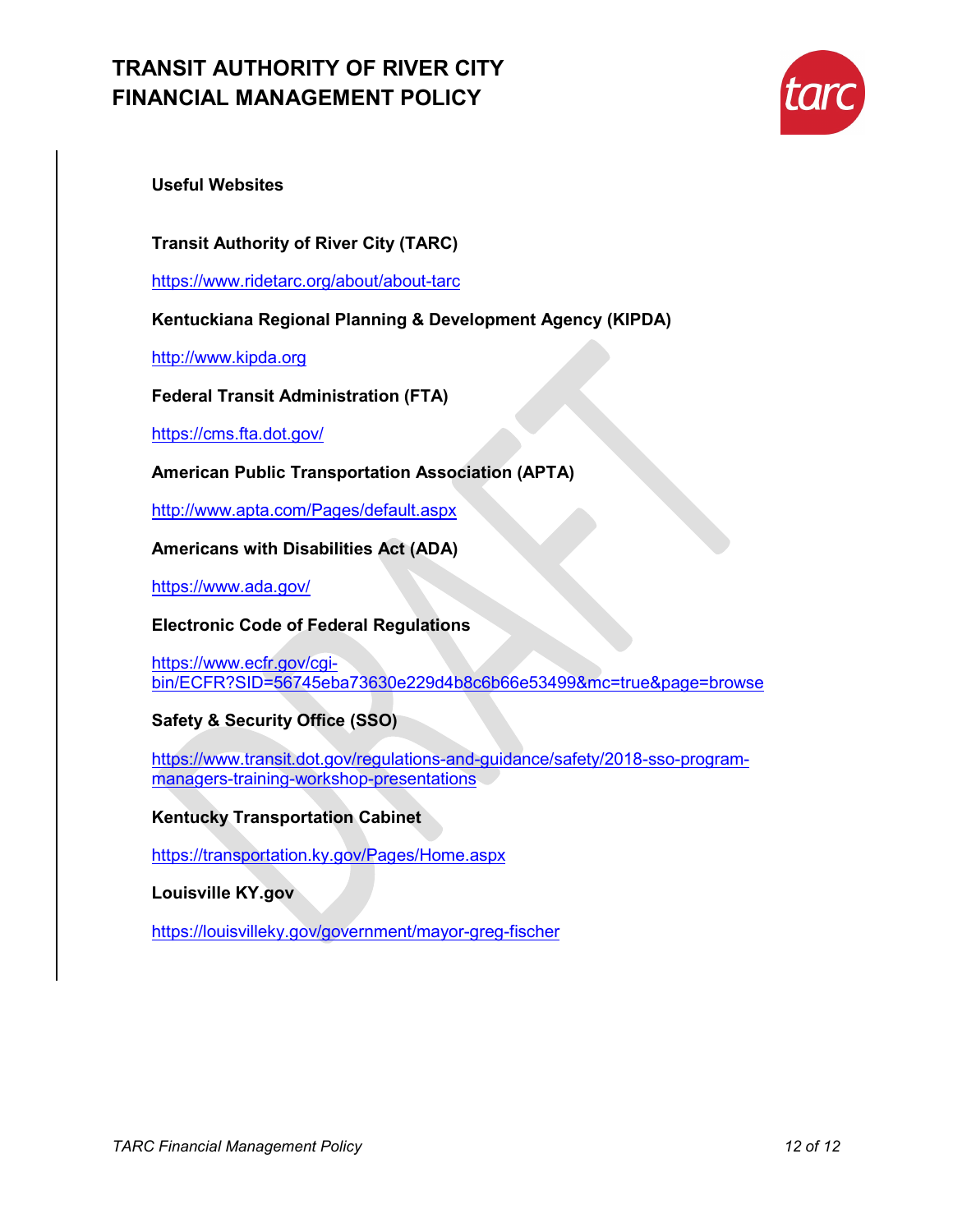**Useful Websites**

**Transit Authority of River City (TARC)**

https://www.ridetarc.org/about/about-tarc

**Kentuckiana Regional Planning & Development Agency (KIPDA)**

http://www.kipda.org

**Federal Transit Administration (FTA)**

https://cms.fta.dot.gov/

**American Public Transportation Association (APTA)**

http://www.apta.com/Pages/default.aspx

**Americans with Disabilities Act (ADA)**

https://www.ada.gov/

**Electronic Code of Federal Regulations**

https://www.ecfr.gov/cgi-bin/ECFR?SID=56745eba73630e229d4b8c6b66e53499&mc=true&page=browse

**Safety & Security Office (SSO)**

https://www.transit.dot.gov/regulations-and-guidance/safety/2018-sso-program-managers-training-workshop-presentations

**Kentucky Transportation Cabinet**

https://transportation.ky.gov/Pages/Home.aspx

**Louisville KY.gov**

https://louisvilleky.gov/government/mayor-greg-fischer